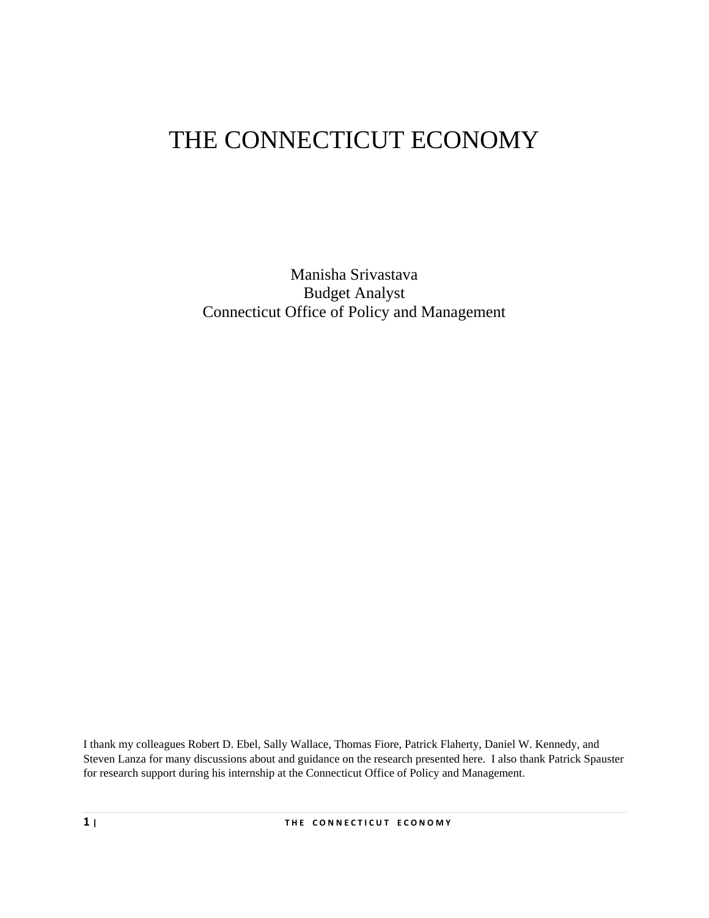# THE CONNECTICUT ECONOMY

Manisha Srivastava
Budget Analyst
Connecticut Office of Policy and Management

I thank my colleagues Robert D. Ebel, Sally Wallace, Thomas Fiore, Patrick Flaherty, Daniel W. Kennedy, and Steven Lanza for many discussions about and guidance on the research presented here. I also thank Patrick Spauster for research support during his internship at the Connecticut Office of Policy and Management.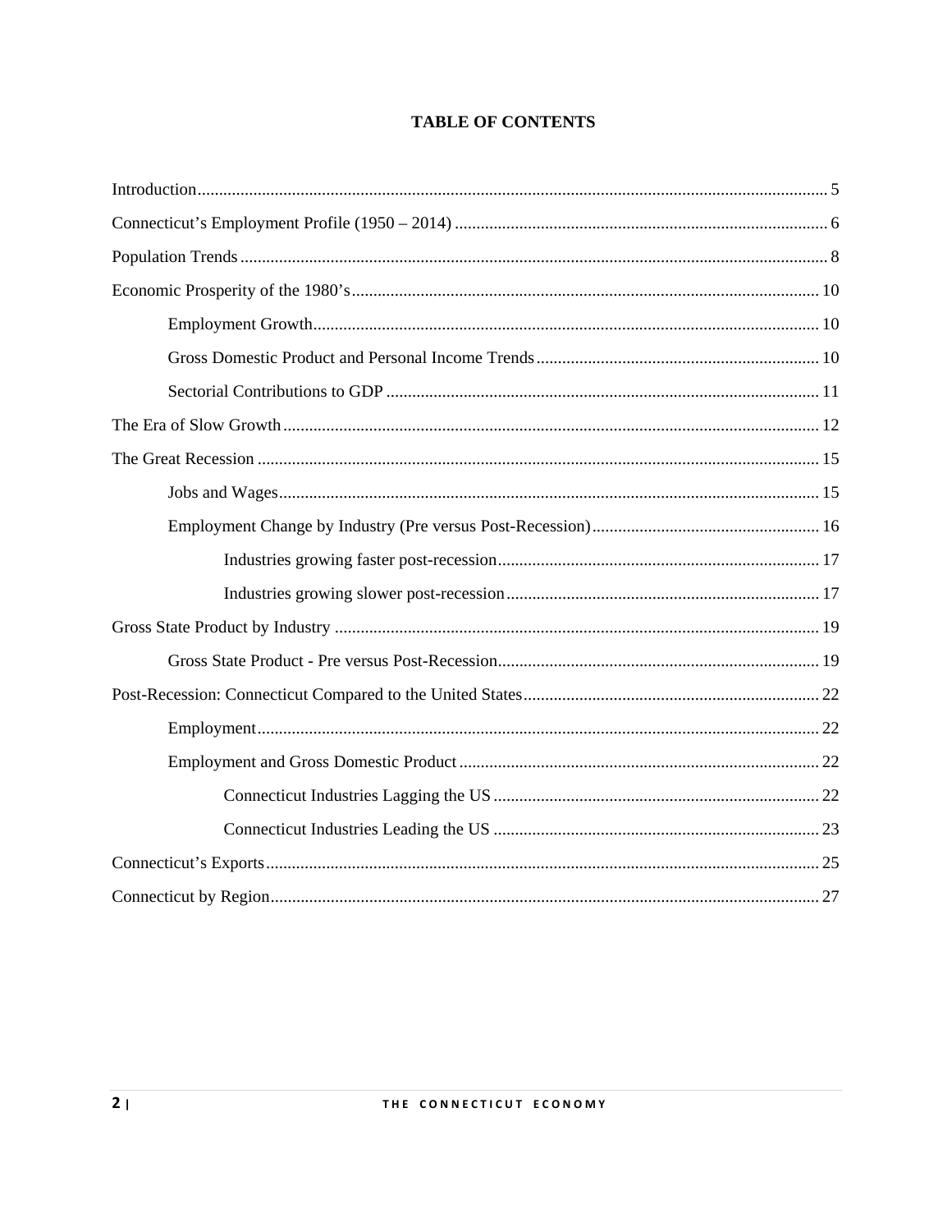# TABLE OF CONTENTS

- Introduction ........ 5
- Connecticut's Employment Profile (1950 – 2014) ........ 6
- Population Trends ........ 8
- Economic Prosperity of the 1980's ........ 10
  - Employment Growth ........ 10
  - Gross Domestic Product and Personal Income Trends ........ 10
  - Sectorial Contributions to GDP ........ 11
- The Era of Slow Growth ........ 12
- The Great Recession ........ 15
  - Jobs and Wages ........ 15
  - Employment Change by Industry (Pre versus Post-Recession) ........ 16
    - Industries growing faster post-recession ........ 17
    - Industries growing slower post-recession ........ 17
- Gross State Product by Industry ........ 19
  - Gross State Product - Pre versus Post-Recession ........ 19
- Post-Recession: Connecticut Compared to the United States ........ 22
  - Employment ........ 22
  - Employment and Gross Domestic Product ........ 22
    - Connecticut Industries Lagging the US ........ 22
    - Connecticut Industries Leading the US ........ 23
- Connecticut's Exports ........ 25
- Connecticut by Region ........ 27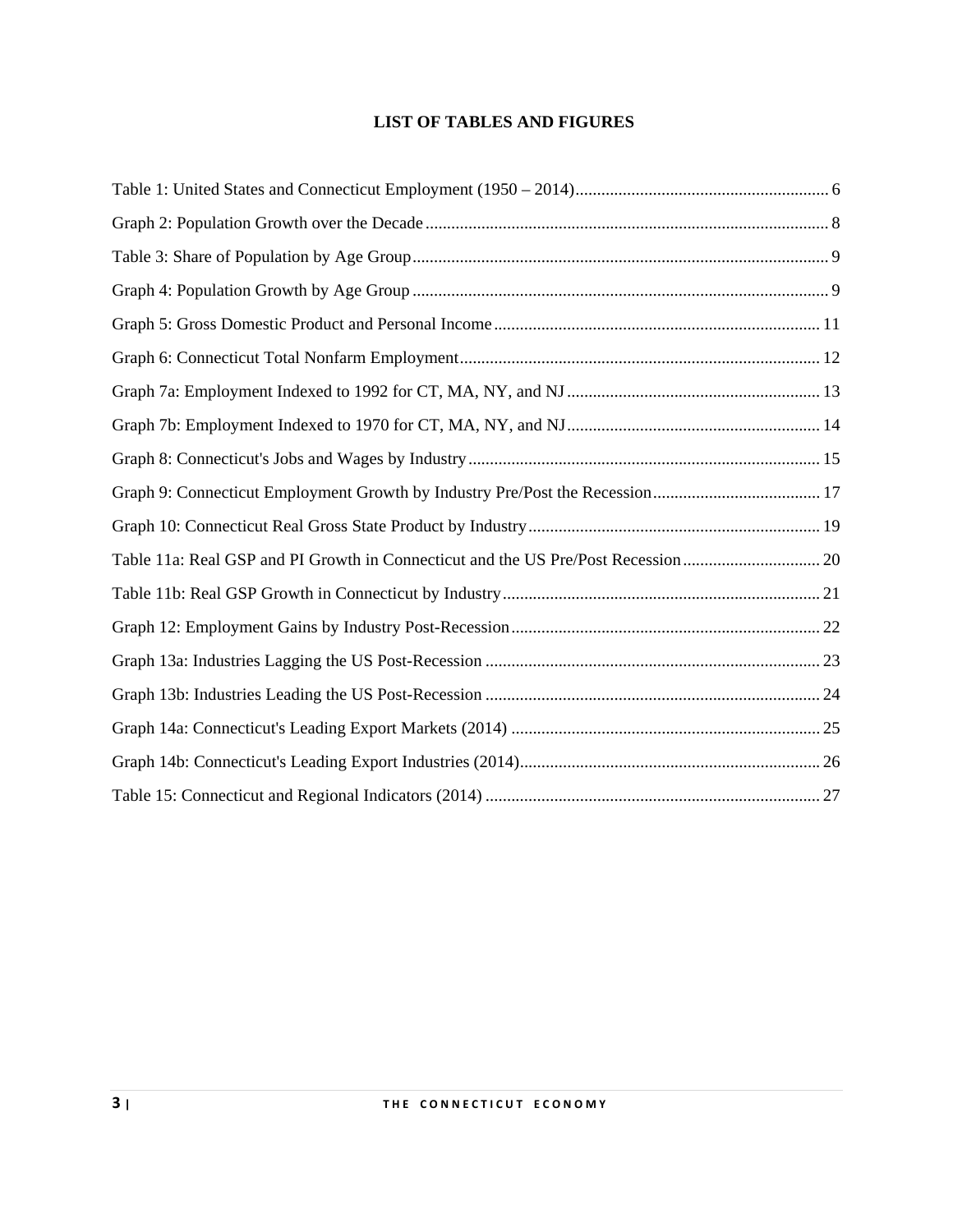# LIST OF TABLES AND FIGURES

Table 1: United States and Connecticut Employment (1950 – 2014) ........................................................... 6

Graph 2: Population Growth over the Decade ............................................................................................ 8

Table 3: Share of Population by Age Group ................................................................................................ 9

Graph 4: Population Growth by Age Group ................................................................................................ 9

Graph 5: Gross Domestic Product and Personal Income ........................................................................... 11

Graph 6: Connecticut Total Nonfarm Employment ................................................................................... 12

Graph 7a: Employment Indexed to 1992 for CT, MA, NY, and NJ .......................................................... 13

Graph 7b: Employment Indexed to 1970 for CT, MA, NY, and NJ .......................................................... 14

Graph 8: Connecticut's Jobs and Wages by Industry ................................................................................. 15

Graph 9: Connecticut Employment Growth by Industry Pre/Post the Recession ....................................... 17

Graph 10: Connecticut Real Gross State Product by Industry ................................................................... 19

Table 11a: Real GSP and PI Growth in Connecticut and the US Pre/Post Recession ................................ 20

Table 11b: Real GSP Growth in Connecticut by Industry .......................................................................... 21

Graph 12: Employment Gains by Industry Post-Recession ........................................................................ 22

Graph 13a: Industries Lagging the US Post-Recession ............................................................................. 23

Graph 13b: Industries Leading the US Post-Recession ............................................................................. 24

Graph 14a: Connecticut's Leading Export Markets (2014) ........................................................................ 25

Graph 14b: Connecticut's Leading Export Industries (2014) ..................................................................... 26

Table 15: Connecticut and Regional Indicators (2014) ............................................................................. 27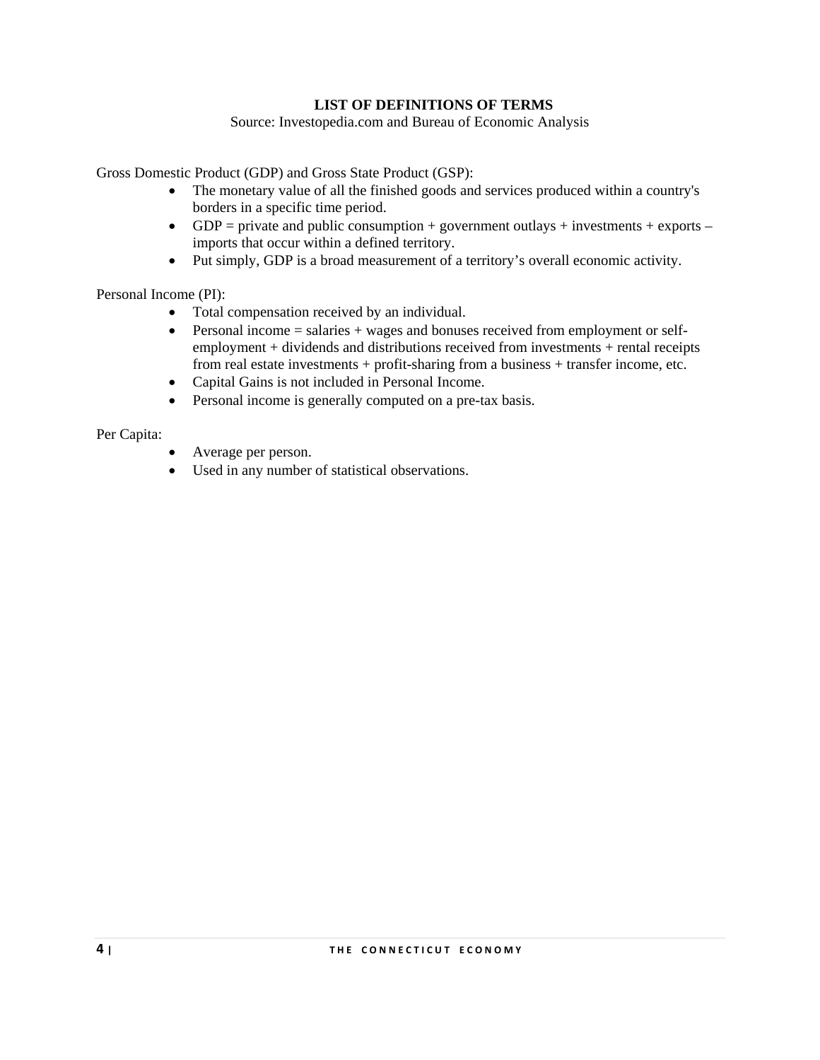## LIST OF DEFINITIONS OF TERMS

Source: Investopedia.com and Bureau of Economic Analysis

Gross Domestic Product (GDP) and Gross State Product (GSP):

- The monetary value of all the finished goods and services produced within a country's borders in a specific time period.
- GDP = private and public consumption + government outlays + investments + exports – imports that occur within a defined territory.
- Put simply, GDP is a broad measurement of a territory's overall economic activity.

Personal Income (PI):

- Total compensation received by an individual.
- Personal income = salaries + wages and bonuses received from employment or self-employment + dividends and distributions received from investments + rental receipts from real estate investments + profit-sharing from a business + transfer income, etc.
- Capital Gains is not included in Personal Income.
- Personal income is generally computed on a pre-tax basis.

Per Capita:

- Average per person.
- Used in any number of statistical observations.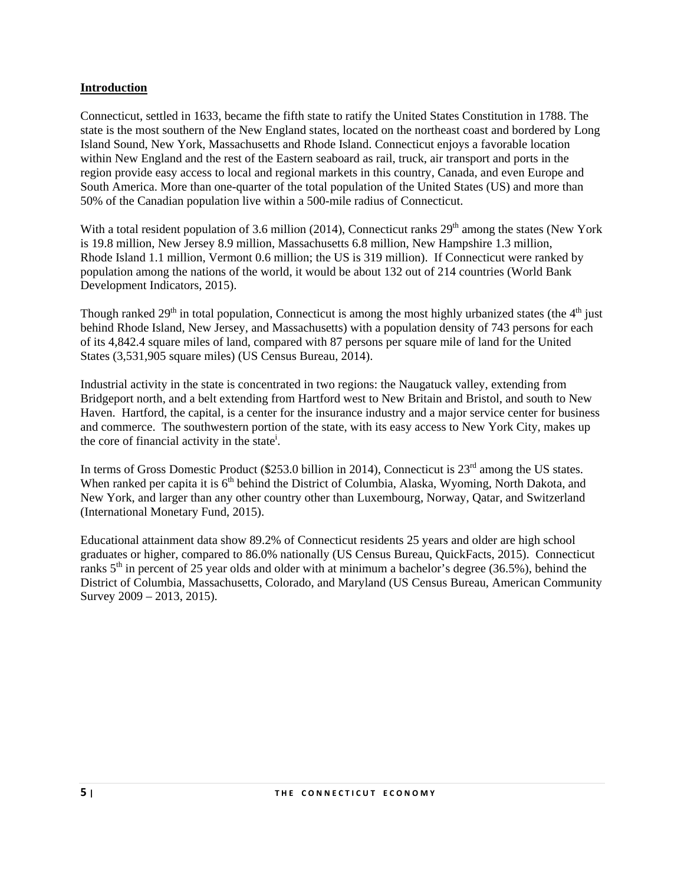## Introduction

Connecticut, settled in 1633, became the fifth state to ratify the United States Constitution in 1788. The state is the most southern of the New England states, located on the northeast coast and bordered by Long Island Sound, New York, Massachusetts and Rhode Island. Connecticut enjoys a favorable location within New England and the rest of the Eastern seaboard as rail, truck, air transport and ports in the region provide easy access to local and regional markets in this country, Canada, and even Europe and South America. More than one-quarter of the total population of the United States (US) and more than 50% of the Canadian population live within a 500-mile radius of Connecticut.

With a total resident population of 3.6 million (2014), Connecticut ranks 29th among the states (New York is 19.8 million, New Jersey 8.9 million, Massachusetts 6.8 million, New Hampshire 1.3 million, Rhode Island 1.1 million, Vermont 0.6 million; the US is 319 million). If Connecticut were ranked by population among the nations of the world, it would be about 132 out of 214 countries (World Bank Development Indicators, 2015).

Though ranked 29th in total population, Connecticut is among the most highly urbanized states (the 4th just behind Rhode Island, New Jersey, and Massachusetts) with a population density of 743 persons for each of its 4,842.4 square miles of land, compared with 87 persons per square mile of land for the United States (3,531,905 square miles) (US Census Bureau, 2014).

Industrial activity in the state is concentrated in two regions: the Naugatuck valley, extending from Bridgeport north, and a belt extending from Hartford west to New Britain and Bristol, and south to New Haven. Hartford, the capital, is a center for the insurance industry and a major service center for business and commerce. The southwestern portion of the state, with its easy access to New York City, makes up the core of financial activity in the state[i].

In terms of Gross Domestic Product ($253.0 billion in 2014), Connecticut is 23rd among the US states. When ranked per capita it is 6th behind the District of Columbia, Alaska, Wyoming, North Dakota, and New York, and larger than any other country other than Luxembourg, Norway, Qatar, and Switzerland (International Monetary Fund, 2015).

Educational attainment data show 89.2% of Connecticut residents 25 years and older are high school graduates or higher, compared to 86.0% nationally (US Census Bureau, QuickFacts, 2015). Connecticut ranks 5th in percent of 25 year olds and older with at minimum a bachelor's degree (36.5%), behind the District of Columbia, Massachusetts, Colorado, and Maryland (US Census Bureau, American Community Survey 2009 – 2013, 2015).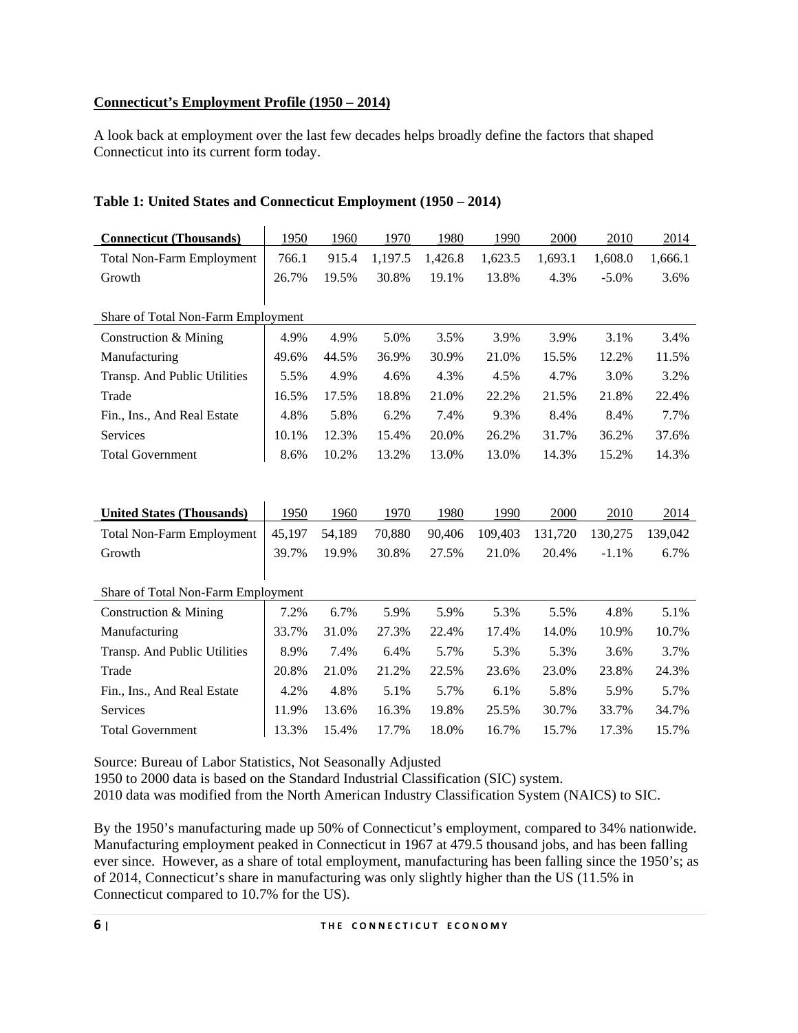**Connecticut's Employment Profile (1950 – 2014)**

A look back at employment over the last few decades helps broadly define the factors that shaped Connecticut into its current form today.

**Table 1: United States and Connecticut Employment (1950 – 2014)**

| **Connecticut (Thousands)** | 1950 | 1960 | 1970 | 1980 | 1990 | 2000 | 2010 | 2014 |
|---|---|---|---|---|---|---|---|---|
| Total Non-Farm Employment | 766.1 | 915.4 | 1,197.5 | 1,426.8 | 1,623.5 | 1,693.1 | 1,608.0 | 1,666.1 |
| Growth | 26.7% | 19.5% | 30.8% | 19.1% | 13.8% | 4.3% | -5.0% | 3.6% |
| | | | | | | | | |
| Share of Total Non-Farm Employment | | | | | | | | |
| Construction & Mining | 4.9% | 4.9% | 5.0% | 3.5% | 3.9% | 3.9% | 3.1% | 3.4% |
| Manufacturing | 49.6% | 44.5% | 36.9% | 30.9% | 21.0% | 15.5% | 12.2% | 11.5% |
| Transp. And Public Utilities | 5.5% | 4.9% | 4.6% | 4.3% | 4.5% | 4.7% | 3.0% | 3.2% |
| Trade | 16.5% | 17.5% | 18.8% | 21.0% | 22.2% | 21.5% | 21.8% | 22.4% |
| Fin., Ins., And Real Estate | 4.8% | 5.8% | 6.2% | 7.4% | 9.3% | 8.4% | 8.4% | 7.7% |
| Services | 10.1% | 12.3% | 15.4% | 20.0% | 26.2% | 31.7% | 36.2% | 37.6% |
| Total Government | 8.6% | 10.2% | 13.2% | 13.0% | 13.0% | 14.3% | 15.2% | 14.3% |

| **United States (Thousands)** | 1950 | 1960 | 1970 | 1980 | 1990 | 2000 | 2010 | 2014 |
|---|---|---|---|---|---|---|---|---|
| Total Non-Farm Employment | 45,197 | 54,189 | 70,880 | 90,406 | 109,403 | 131,720 | 130,275 | 139,042 |
| Growth | 39.7% | 19.9% | 30.8% | 27.5% | 21.0% | 20.4% | -1.1% | 6.7% |
| | | | | | | | | |
| Share of Total Non-Farm Employment | | | | | | | | |
| Construction & Mining | 7.2% | 6.7% | 5.9% | 5.9% | 5.3% | 5.5% | 4.8% | 5.1% |
| Manufacturing | 33.7% | 31.0% | 27.3% | 22.4% | 17.4% | 14.0% | 10.9% | 10.7% |
| Transp. And Public Utilities | 8.9% | 7.4% | 6.4% | 5.7% | 5.3% | 5.3% | 3.6% | 3.7% |
| Trade | 20.8% | 21.0% | 21.2% | 22.5% | 23.6% | 23.0% | 23.8% | 24.3% |
| Fin., Ins., And Real Estate | 4.2% | 4.8% | 5.1% | 5.7% | 6.1% | 5.8% | 5.9% | 5.7% |
| Services | 11.9% | 13.6% | 16.3% | 19.8% | 25.5% | 30.7% | 33.7% | 34.7% |
| Total Government | 13.3% | 15.4% | 17.7% | 18.0% | 16.7% | 15.7% | 17.3% | 15.7% |

Source: Bureau of Labor Statistics, Not Seasonally Adjusted
1950 to 2000 data is based on the Standard Industrial Classification (SIC) system.
2010 data was modified from the North American Industry Classification System (NAICS) to SIC.

By the 1950's manufacturing made up 50% of Connecticut's employment, compared to 34% nationwide. Manufacturing employment peaked in Connecticut in 1967 at 479.5 thousand jobs, and has been falling ever since. However, as a share of total employment, manufacturing has been falling since the 1950's; as of 2014, Connecticut's share in manufacturing was only slightly higher than the US (11.5% in Connecticut compared to 10.7% for the US).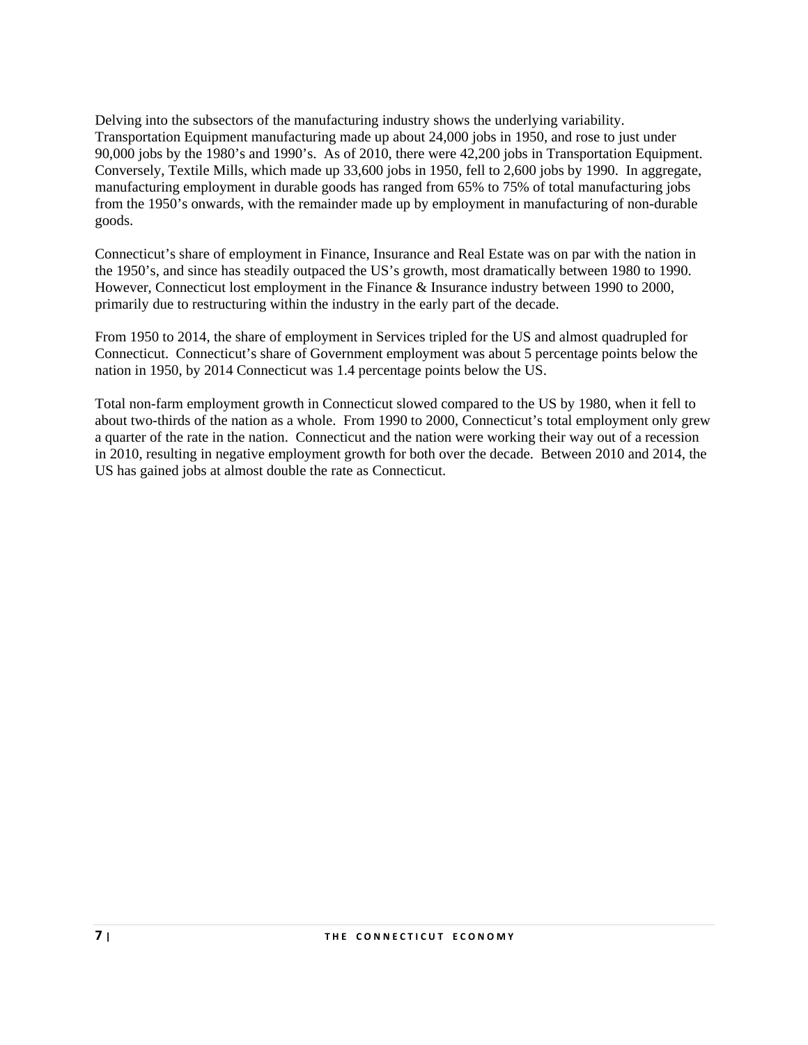Delving into the subsectors of the manufacturing industry shows the underlying variability. Transportation Equipment manufacturing made up about 24,000 jobs in 1950, and rose to just under 90,000 jobs by the 1980's and 1990's. As of 2010, there were 42,200 jobs in Transportation Equipment. Conversely, Textile Mills, which made up 33,600 jobs in 1950, fell to 2,600 jobs by 1990. In aggregate, manufacturing employment in durable goods has ranged from 65% to 75% of total manufacturing jobs from the 1950's onwards, with the remainder made up by employment in manufacturing of non-durable goods.

Connecticut's share of employment in Finance, Insurance and Real Estate was on par with the nation in the 1950's, and since has steadily outpaced the US's growth, most dramatically between 1980 to 1990. However, Connecticut lost employment in the Finance & Insurance industry between 1990 to 2000, primarily due to restructuring within the industry in the early part of the decade.

From 1950 to 2014, the share of employment in Services tripled for the US and almost quadrupled for Connecticut. Connecticut's share of Government employment was about 5 percentage points below the nation in 1950, by 2014 Connecticut was 1.4 percentage points below the US.

Total non-farm employment growth in Connecticut slowed compared to the US by 1980, when it fell to about two-thirds of the nation as a whole. From 1990 to 2000, Connecticut's total employment only grew a quarter of the rate in the nation. Connecticut and the nation were working their way out of a recession in 2010, resulting in negative employment growth for both over the decade. Between 2010 and 2014, the US has gained jobs at almost double the rate as Connecticut.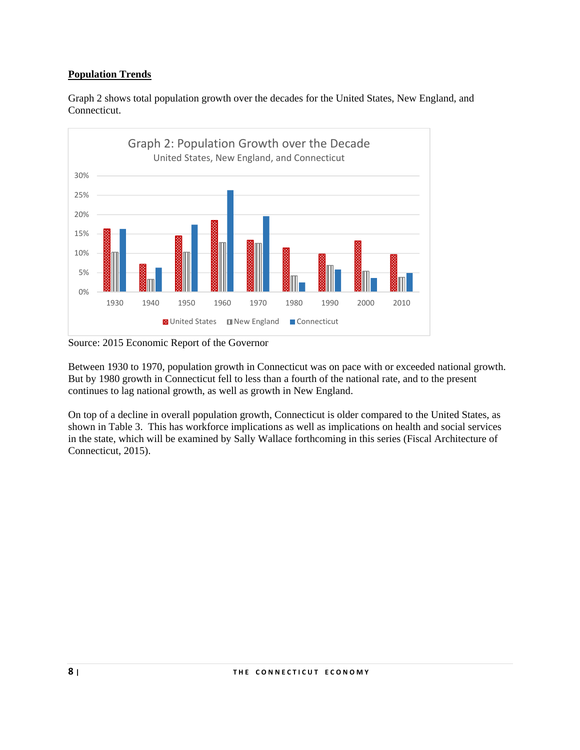**Population Trends**

Graph 2 shows total population growth over the decades for the United States, New England, and Connecticut.

Source: 2015 Economic Report of the Governor

Between 1930 to 1970, population growth in Connecticut was on pace with or exceeded national growth. But by 1980 growth in Connecticut fell to less than a fourth of the national rate, and to the present continues to lag national growth, as well as growth in New England.

On top of a decline in overall population growth, Connecticut is older compared to the United States, as shown in Table 3. This has workforce implications as well as implications on health and social services in the state, which will be examined by Sally Wallace forthcoming in this series (Fiscal Architecture of Connecticut, 2015).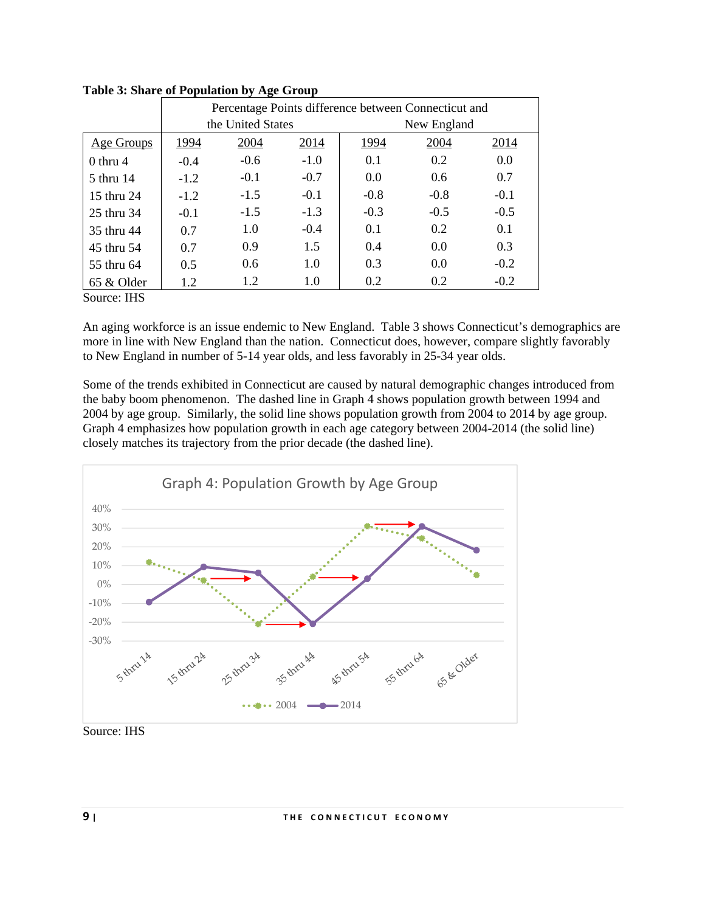**Table 3: Share of Population by Age Group**

| | Percentage Points difference between Connecticut and the United States | | | New England | | |
|---|---|---|---|---|---|---|
| Age Groups | 1994 | 2004 | 2014 | 1994 | 2004 | 2014 |
| 0 thru 4 | -0.4 | -0.6 | -1.0 | 0.1 | 0.2 | 0.0 |
| 5 thru 14 | -1.2 | -0.1 | -0.7 | 0.0 | 0.6 | 0.7 |
| 15 thru 24 | -1.2 | -1.5 | -0.1 | -0.8 | -0.8 | -0.1 |
| 25 thru 34 | -0.1 | -1.5 | -1.3 | -0.3 | -0.5 | -0.5 |
| 35 thru 44 | 0.7 | 1.0 | -0.4 | 0.1 | 0.2 | 0.1 |
| 45 thru 54 | 0.7 | 0.9 | 1.5 | 0.4 | 0.0 | 0.3 |
| 55 thru 64 | 0.5 | 0.6 | 1.0 | 0.3 | 0.0 | -0.2 |
| 65 & Older | 1.2 | 1.2 | 1.0 | 0.2 | 0.2 | -0.2 |

Source: IHS

An aging workforce is an issue endemic to New England. Table 3 shows Connecticut's demographics are more in line with New England than the nation. Connecticut does, however, compare slightly favorably to New England in number of 5-14 year olds, and less favorably in 25-34 year olds.

Some of the trends exhibited in Connecticut are caused by natural demographic changes introduced from the baby boom phenomenon. The dashed line in Graph 4 shows population growth between 1994 and 2004 by age group. Similarly, the solid line shows population growth from 2004 to 2014 by age group. Graph 4 emphasizes how population growth in each age category between 2004-2014 (the solid line) closely matches its trajectory from the prior decade (the dashed line).

Graph 4: Population Growth by Age Group

Source: IHS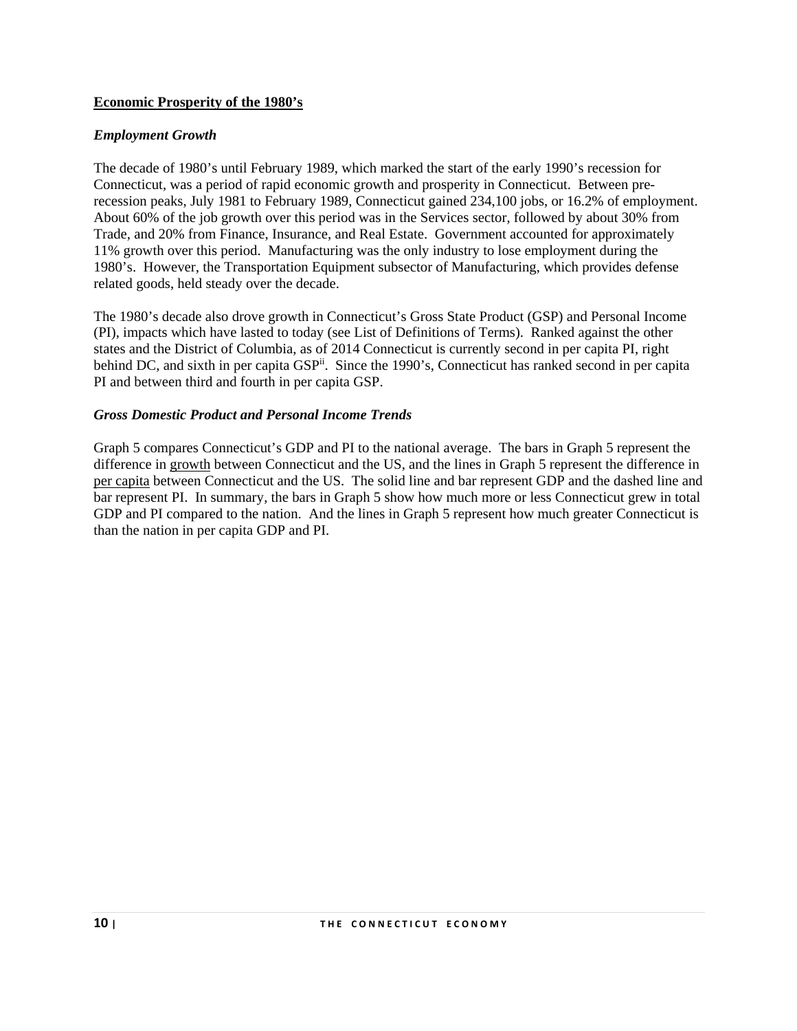## Economic Prosperity of the 1980's

### *Employment Growth*

The decade of 1980's until February 1989, which marked the start of the early 1990's recession for Connecticut, was a period of rapid economic growth and prosperity in Connecticut. Between pre-recession peaks, July 1981 to February 1989, Connecticut gained 234,100 jobs, or 16.2% of employment. About 60% of the job growth over this period was in the Services sector, followed by about 30% from Trade, and 20% from Finance, Insurance, and Real Estate. Government accounted for approximately 11% growth over this period. Manufacturing was the only industry to lose employment during the 1980's. However, the Transportation Equipment subsector of Manufacturing, which provides defense related goods, held steady over the decade.

The 1980's decade also drove growth in Connecticut's Gross State Product (GSP) and Personal Income (PI), impacts which have lasted to today (see List of Definitions of Terms). Ranked against the other states and the District of Columbia, as of 2014 Connecticut is currently second in per capita PI, right behind DC, and sixth in per capita GSP[ii]. Since the 1990's, Connecticut has ranked second in per capita PI and between third and fourth in per capita GSP.

### *Gross Domestic Product and Personal Income Trends*

Graph 5 compares Connecticut's GDP and PI to the national average. The bars in Graph 5 represent the difference in growth between Connecticut and the US, and the lines in Graph 5 represent the difference in per capita between Connecticut and the US. The solid line and bar represent GDP and the dashed line and bar represent PI. In summary, the bars in Graph 5 show how much more or less Connecticut grew in total GDP and PI compared to the nation. And the lines in Graph 5 represent how much greater Connecticut is than the nation in per capita GDP and PI.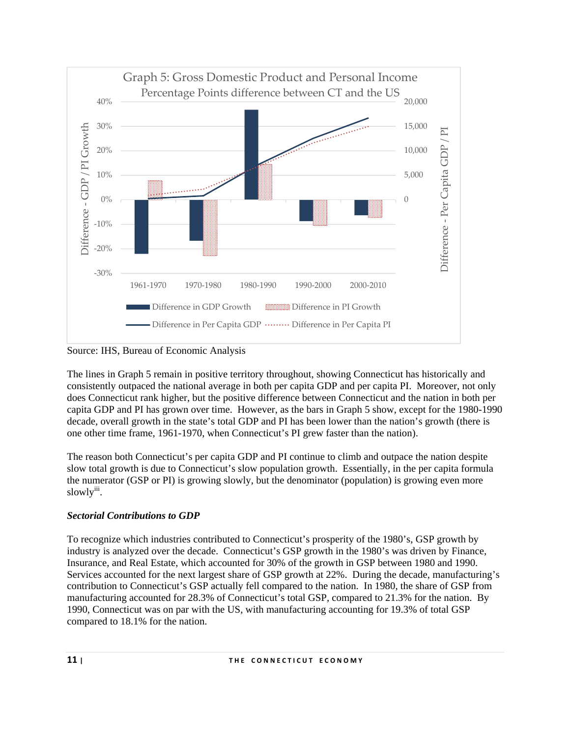Source: IHS, Bureau of Economic Analysis

The lines in Graph 5 remain in positive territory throughout, showing Connecticut has historically and consistently outpaced the national average in both per capita GDP and per capita PI. Moreover, not only does Connecticut rank higher, but the positive difference between Connecticut and the nation in both per capita GDP and PI has grown over time. However, as the bars in Graph 5 show, except for the 1980-1990 decade, overall growth in the state's total GDP and PI has been lower than the nation's growth (there is one other time frame, 1961-1970, when Connecticut's PI grew faster than the nation).

The reason both Connecticut's per capita GDP and PI continue to climb and outpace the nation despite slow total growth is due to Connecticut's slow population growth. Essentially, in the per capita formula the numerator (GSP or PI) is growing slowly, but the denominator (population) is growing even more slowly[iii].

***Sectorial Contributions to GDP***

To recognize which industries contributed to Connecticut's prosperity of the 1980's, GSP growth by industry is analyzed over the decade. Connecticut's GSP growth in the 1980's was driven by Finance, Insurance, and Real Estate, which accounted for 30% of the growth in GSP between 1980 and 1990. Services accounted for the next largest share of GSP growth at 22%. During the decade, manufacturing's contribution to Connecticut's GSP actually fell compared to the nation. In 1980, the share of GSP from manufacturing accounted for 28.3% of Connecticut's total GSP, compared to 21.3% for the nation. By 1990, Connecticut was on par with the US, with manufacturing accounting for 19.3% of total GSP compared to 18.1% for the nation.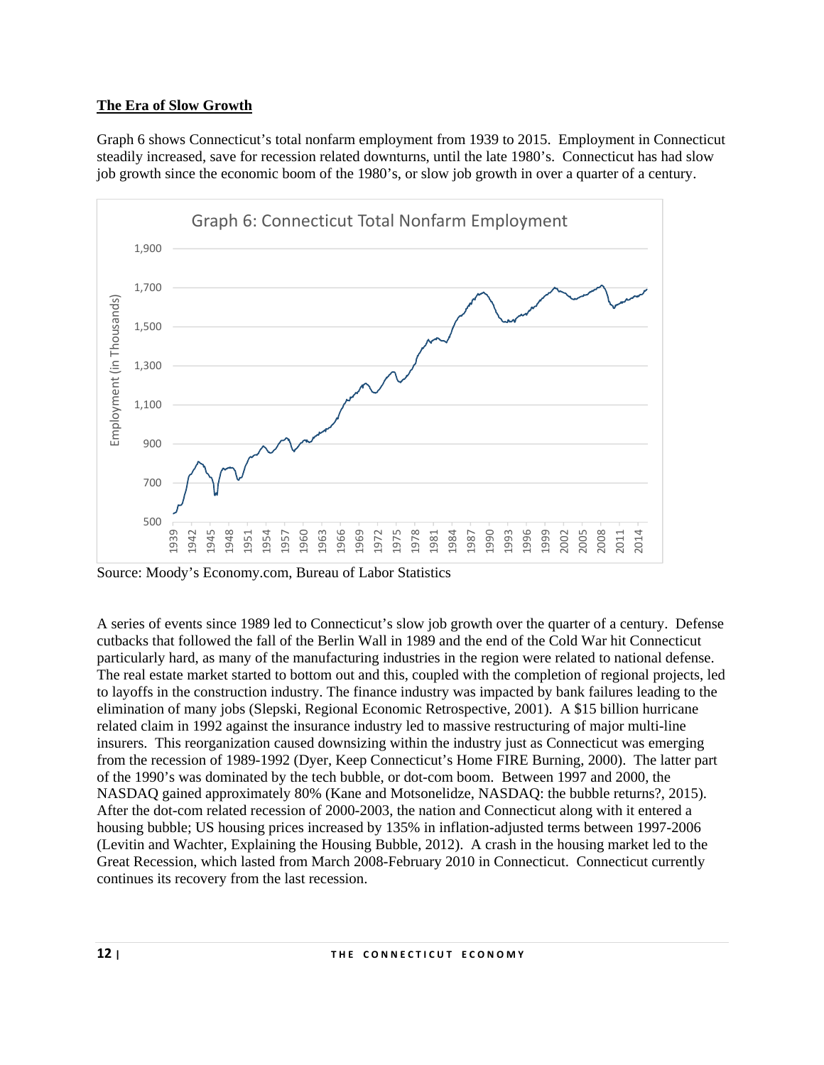## The Era of Slow Growth

Graph 6 shows Connecticut's total nonfarm employment from 1939 to 2015. Employment in Connecticut steadily increased, save for recession related downturns, until the late 1980's. Connecticut has had slow job growth since the economic boom of the 1980's, or slow job growth in over a quarter of a century.

Graph 6: Connecticut Total Nonfarm Employment

Source: Moody's Economy.com, Bureau of Labor Statistics

A series of events since 1989 led to Connecticut's slow job growth over the quarter of a century. Defense cutbacks that followed the fall of the Berlin Wall in 1989 and the end of the Cold War hit Connecticut particularly hard, as many of the manufacturing industries in the region were related to national defense. The real estate market started to bottom out and this, coupled with the completion of regional projects, led to layoffs in the construction industry. The finance industry was impacted by bank failures leading to the elimination of many jobs (Slepski, Regional Economic Retrospective, 2001). A $15 billion hurricane related claim in 1992 against the insurance industry led to massive restructuring of major multi-line insurers. This reorganization caused downsizing within the industry just as Connecticut was emerging from the recession of 1989-1992 (Dyer, Keep Connecticut's Home FIRE Burning, 2000). The latter part of the 1990's was dominated by the tech bubble, or dot-com boom. Between 1997 and 2000, the NASDAQ gained approximately 80% (Kane and Motsonelidze, NASDAQ: the bubble returns?, 2015). After the dot-com related recession of 2000-2003, the nation and Connecticut along with it entered a housing bubble; US housing prices increased by 135% in inflation-adjusted terms between 1997-2006 (Levitin and Wachter, Explaining the Housing Bubble, 2012). A crash in the housing market led to the Great Recession, which lasted from March 2008-February 2010 in Connecticut. Connecticut currently continues its recovery from the last recession.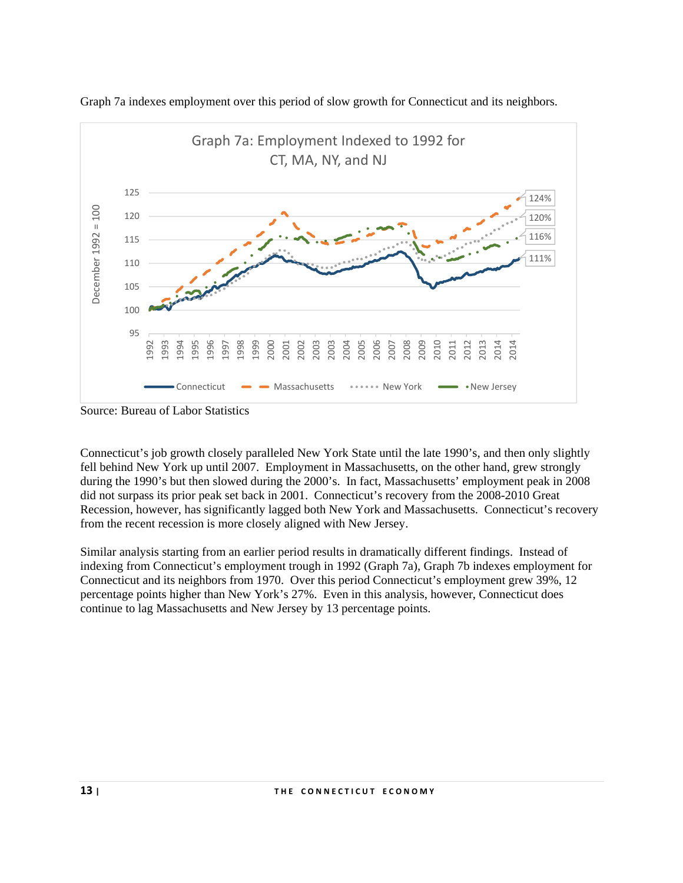Graph 7a indexes employment over this period of slow growth for Connecticut and its neighbors.

Graph 7a: Employment Indexed to 1992 for CT, MA, NY, and NJ

Source: Bureau of Labor Statistics

Connecticut's job growth closely paralleled New York State until the late 1990's, and then only slightly fell behind New York up until 2007. Employment in Massachusetts, on the other hand, grew strongly during the 1990's but then slowed during the 2000's. In fact, Massachusetts' employment peak in 2008 did not surpass its prior peak set back in 2001. Connecticut's recovery from the 2008-2010 Great Recession, however, has significantly lagged both New York and Massachusetts. Connecticut's recovery from the recent recession is more closely aligned with New Jersey.

Similar analysis starting from an earlier period results in dramatically different findings. Instead of indexing from Connecticut's employment trough in 1992 (Graph 7a), Graph 7b indexes employment for Connecticut and its neighbors from 1970. Over this period Connecticut's employment grew 39%, 12 percentage points higher than New York's 27%. Even in this analysis, however, Connecticut does continue to lag Massachusetts and New Jersey by 13 percentage points.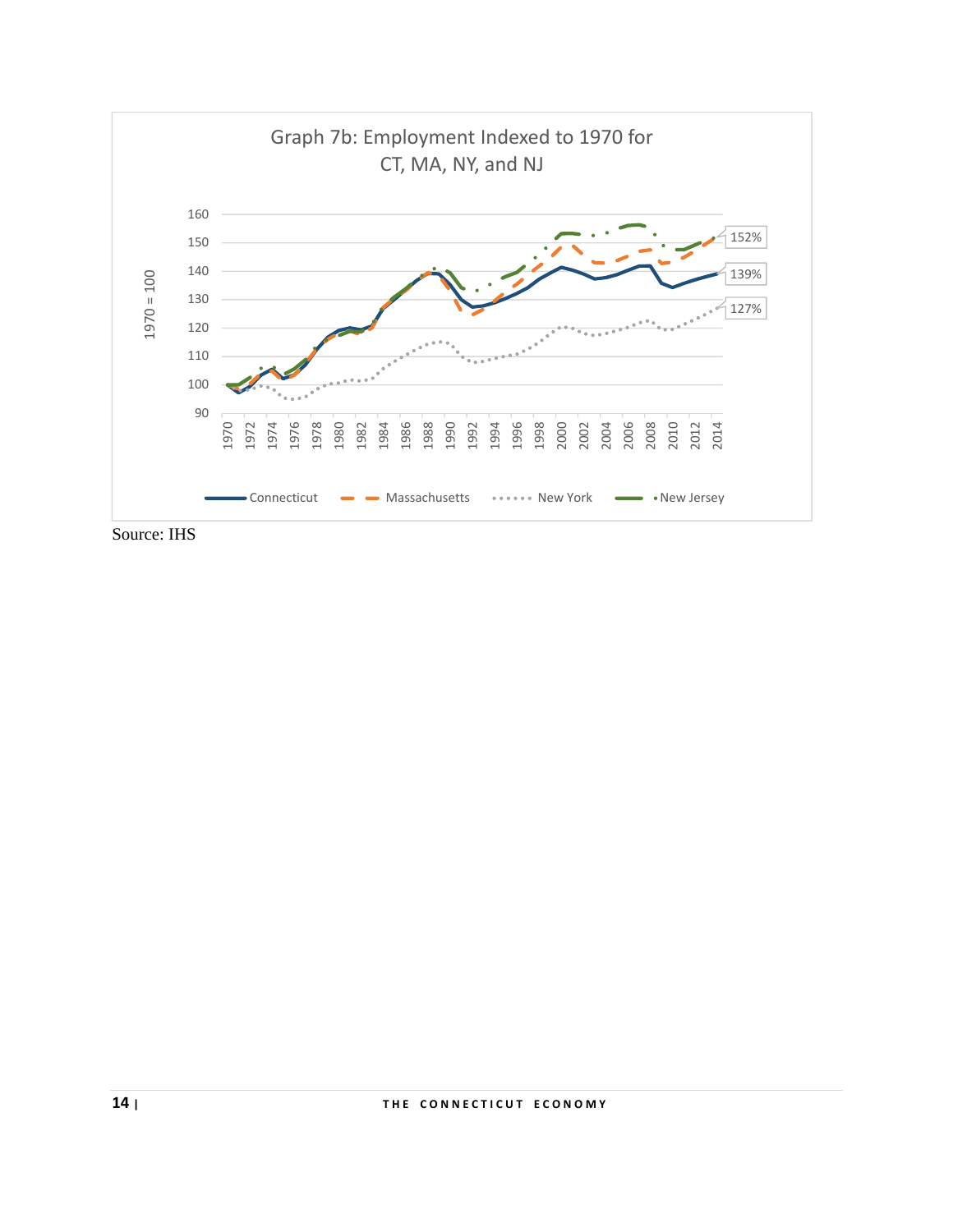Graph 7b: Employment Indexed to 1970 for CT, MA, NY, and NJ

Source: IHS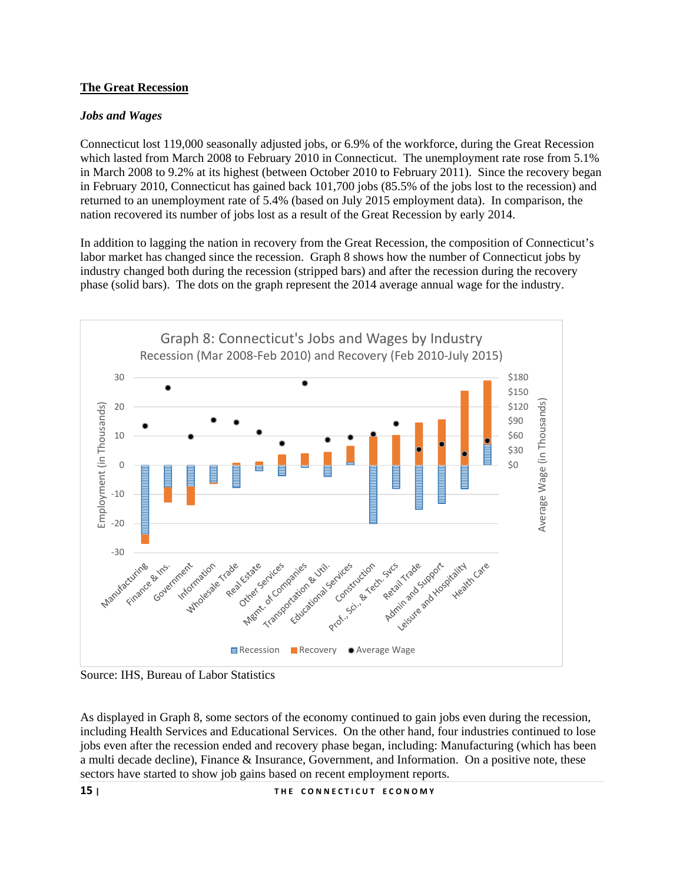## The Great Recession

### *Jobs and Wages*

Connecticut lost 119,000 seasonally adjusted jobs, or 6.9% of the workforce, during the Great Recession which lasted from March 2008 to February 2010 in Connecticut. The unemployment rate rose from 5.1% in March 2008 to 9.2% at its highest (between October 2010 to February 2011). Since the recovery began in February 2010, Connecticut has gained back 101,700 jobs (85.5% of the jobs lost to the recession) and returned to an unemployment rate of 5.4% (based on July 2015 employment data). In comparison, the nation recovered its number of jobs lost as a result of the Great Recession by early 2014.

In addition to lagging the nation in recovery from the Great Recession, the composition of Connecticut's labor market has changed since the recession. Graph 8 shows how the number of Connecticut jobs by industry changed both during the recession (stripped bars) and after the recession during the recovery phase (solid bars). The dots on the graph represent the 2014 average annual wage for the industry.

**Graph 8: Connecticut's Jobs and Wages by Industry**
Recession (Mar 2008-Feb 2010) and Recovery (Feb 2010-July 2015)

Source: IHS, Bureau of Labor Statistics

As displayed in Graph 8, some sectors of the economy continued to gain jobs even during the recession, including Health Services and Educational Services. On the other hand, four industries continued to lose jobs even after the recession ended and recovery phase began, including: Manufacturing (which has been a multi decade decline), Finance & Insurance, Government, and Information. On a positive note, these sectors have started to show job gains based on recent employment reports.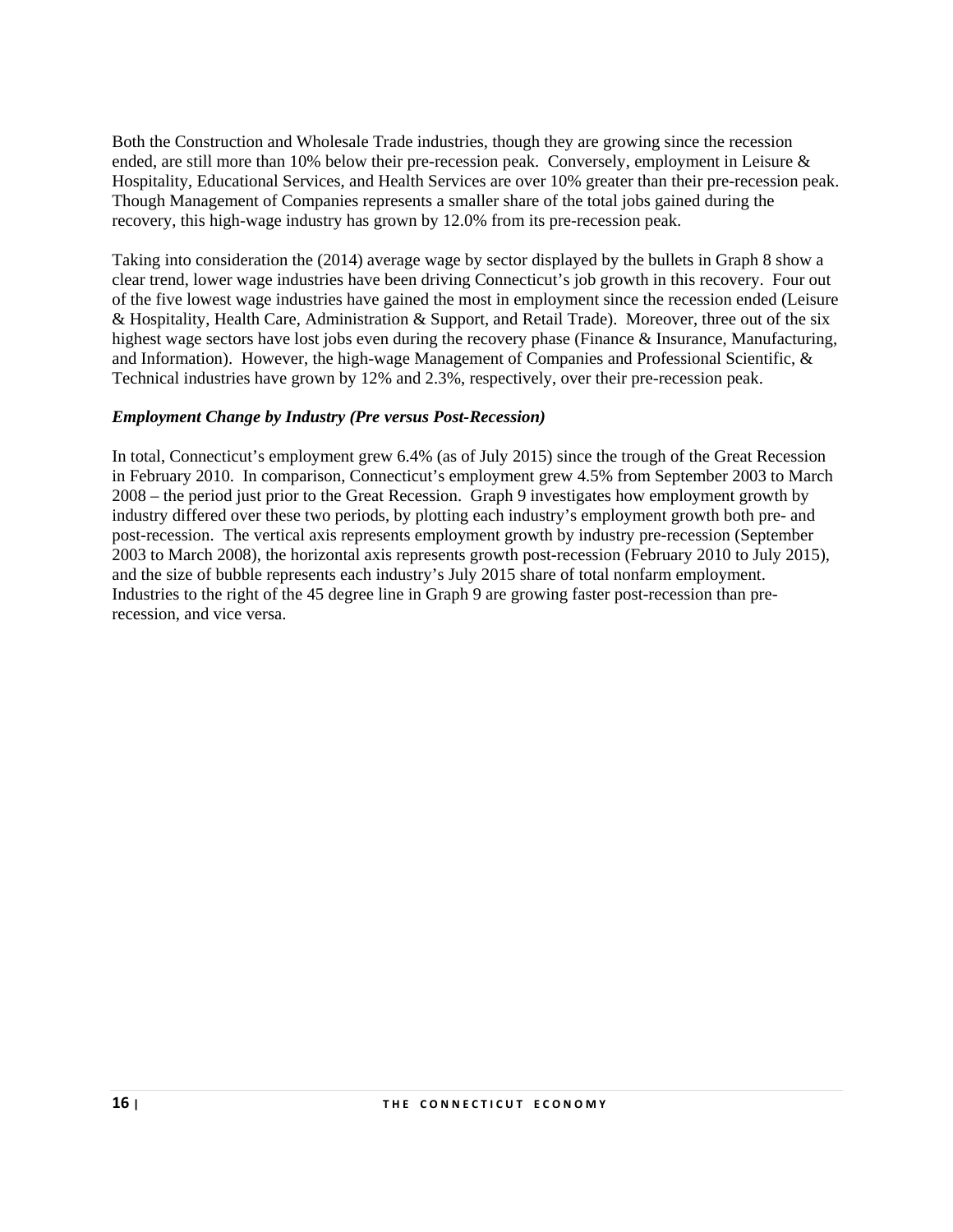Both the Construction and Wholesale Trade industries, though they are growing since the recession ended, are still more than 10% below their pre-recession peak. Conversely, employment in Leisure & Hospitality, Educational Services, and Health Services are over 10% greater than their pre-recession peak. Though Management of Companies represents a smaller share of the total jobs gained during the recovery, this high-wage industry has grown by 12.0% from its pre-recession peak.

Taking into consideration the (2014) average wage by sector displayed by the bullets in Graph 8 show a clear trend, lower wage industries have been driving Connecticut's job growth in this recovery. Four out of the five lowest wage industries have gained the most in employment since the recession ended (Leisure & Hospitality, Health Care, Administration & Support, and Retail Trade). Moreover, three out of the six highest wage sectors have lost jobs even during the recovery phase (Finance & Insurance, Manufacturing, and Information). However, the high-wage Management of Companies and Professional Scientific, & Technical industries have grown by 12% and 2.3%, respectively, over their pre-recession peak.

***Employment Change by Industry (Pre versus Post-Recession)***

In total, Connecticut's employment grew 6.4% (as of July 2015) since the trough of the Great Recession in February 2010. In comparison, Connecticut's employment grew 4.5% from September 2003 to March 2008 – the period just prior to the Great Recession. Graph 9 investigates how employment growth by industry differed over these two periods, by plotting each industry's employment growth both pre- and post-recession. The vertical axis represents employment growth by industry pre-recession (September 2003 to March 2008), the horizontal axis represents growth post-recession (February 2010 to July 2015), and the size of bubble represents each industry's July 2015 share of total nonfarm employment. Industries to the right of the 45 degree line in Graph 9 are growing faster post-recession than pre-recession, and vice versa.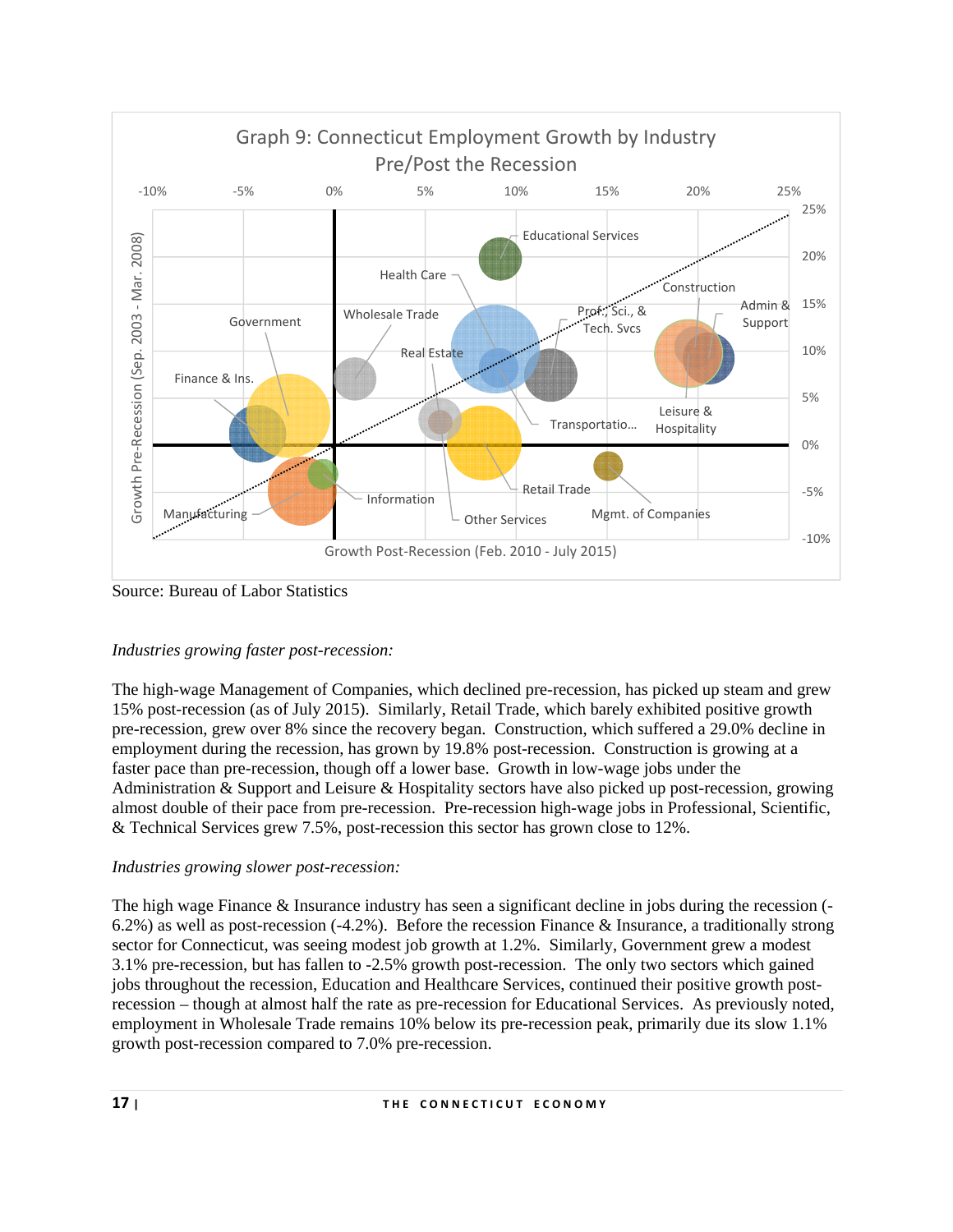Graph 9: Connecticut Employment Growth by Industry Pre/Post the Recession

Source: Bureau of Labor Statistics

*Industries growing faster post-recession:*

The high-wage Management of Companies, which declined pre-recession, has picked up steam and grew 15% post-recession (as of July 2015). Similarly, Retail Trade, which barely exhibited positive growth pre-recession, grew over 8% since the recovery began. Construction, which suffered a 29.0% decline in employment during the recession, has grown by 19.8% post-recession. Construction is growing at a faster pace than pre-recession, though off a lower base. Growth in low-wage jobs under the Administration & Support and Leisure & Hospitality sectors have also picked up post-recession, growing almost double of their pace from pre-recession. Pre-recession high-wage jobs in Professional, Scientific, & Technical Services grew 7.5%, post-recession this sector has grown close to 12%.

*Industries growing slower post-recession:*

The high wage Finance & Insurance industry has seen a significant decline in jobs during the recession (-6.2%) as well as post-recession (-4.2%). Before the recession Finance & Insurance, a traditionally strong sector for Connecticut, was seeing modest job growth at 1.2%. Similarly, Government grew a modest 3.1% pre-recession, but has fallen to -2.5% growth post-recession. The only two sectors which gained jobs throughout the recession, Education and Healthcare Services, continued their positive growth post-recession – though at almost half the rate as pre-recession for Educational Services. As previously noted, employment in Wholesale Trade remains 10% below its pre-recession peak, primarily due its slow 1.1% growth post-recession compared to 7.0% pre-recession.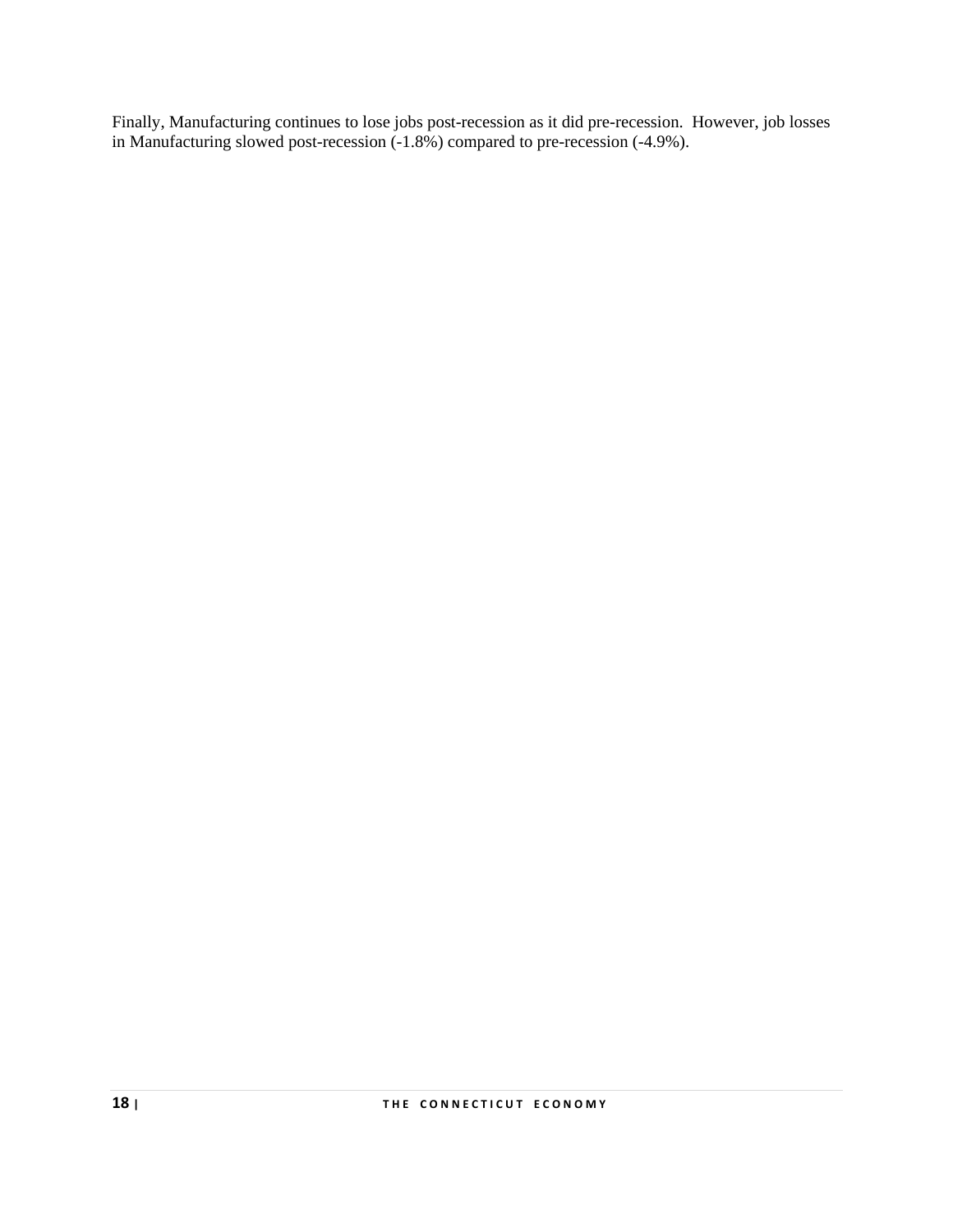Finally, Manufacturing continues to lose jobs post-recession as it did pre-recession. However, job losses in Manufacturing slowed post-recession (-1.8%) compared to pre-recession (-4.9%).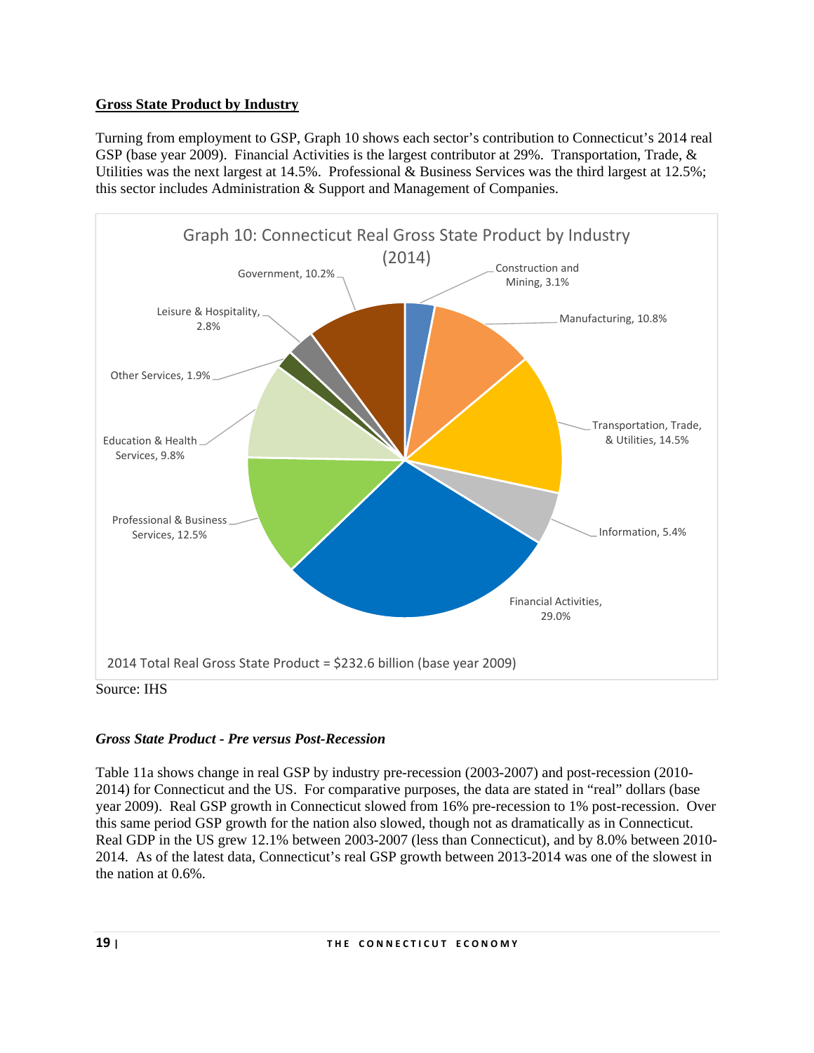**Gross State Product by Industry**

Turning from employment to GSP, Graph 10 shows each sector's contribution to Connecticut's 2014 real GSP (base year 2009). Financial Activities is the largest contributor at 29%. Transportation, Trade, & Utilities was the next largest at 14.5%. Professional & Business Services was the third largest at 12.5%; this sector includes Administration & Support and Management of Companies.

Graph 10: Connecticut Real Gross State Product by Industry (2014)

| Industry | Share |
| --- | --- |
| Construction and Mining | 3.1% |
| Manufacturing | 10.8% |
| Transportation, Trade, & Utilities | 14.5% |
| Information | 5.4% |
| Financial Activities | 29.0% |
| Professional & Business Services | 12.5% |
| Education & Health Services | 9.8% |
| Other Services | 1.9% |
| Leisure & Hospitality | 2.8% |
| Government | 10.2% |

2014 Total Real Gross State Product = $232.6 billion (base year 2009)

Source: IHS

***Gross State Product - Pre versus Post-Recession***

Table 11a shows change in real GSP by industry pre-recession (2003-2007) and post-recession (2010-2014) for Connecticut and the US. For comparative purposes, the data are stated in "real" dollars (base year 2009). Real GSP growth in Connecticut slowed from 16% pre-recession to 1% post-recession. Over this same period GSP growth for the nation also slowed, though not as dramatically as in Connecticut. Real GDP in the US grew 12.1% between 2003-2007 (less than Connecticut), and by 8.0% between 2010-2014. As of the latest data, Connecticut's real GSP growth between 2013-2014 was one of the slowest in the nation at 0.6%.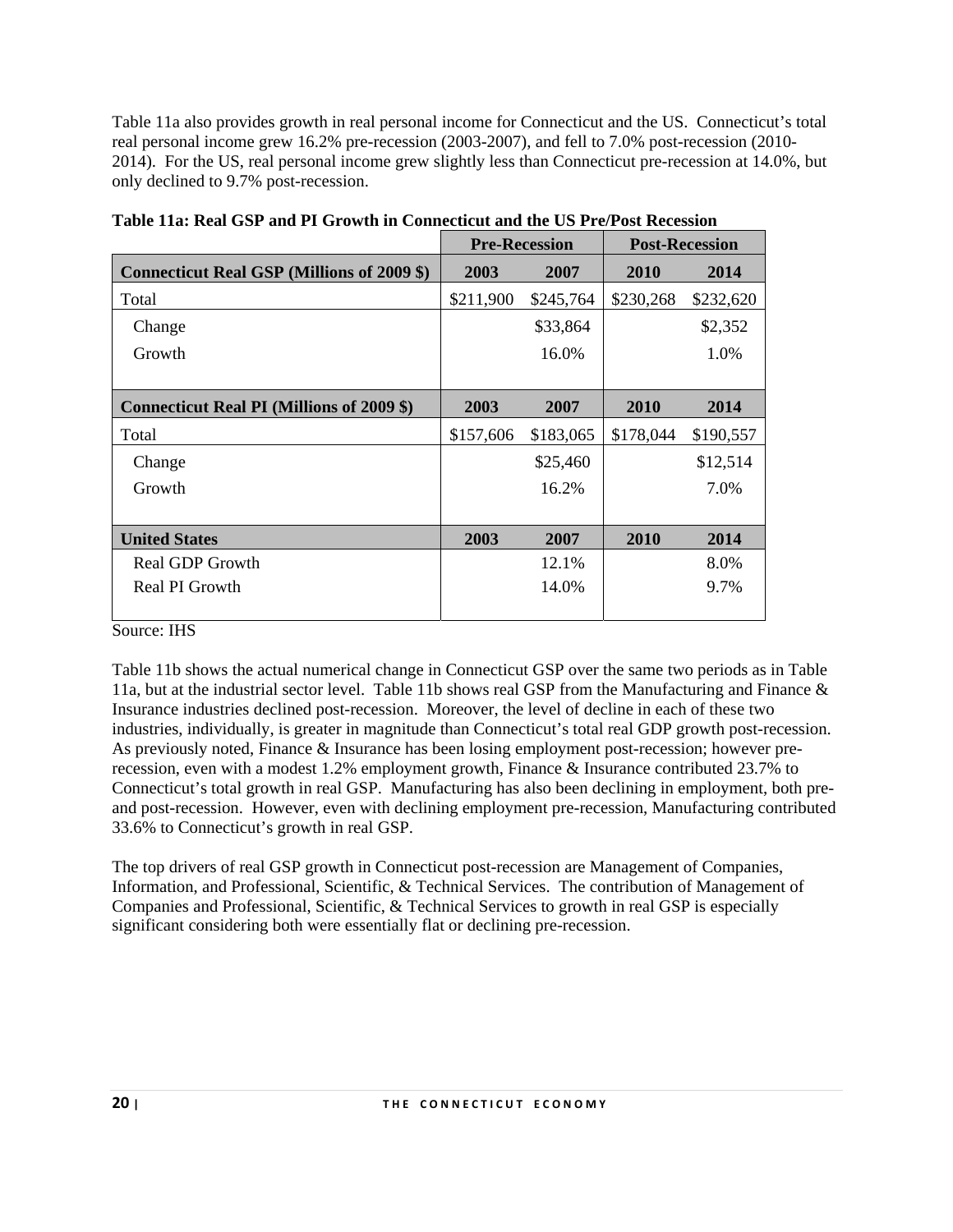Table 11a also provides growth in real personal income for Connecticut and the US. Connecticut's total real personal income grew 16.2% pre-recession (2003-2007), and fell to 7.0% post-recession (2010-2014). For the US, real personal income grew slightly less than Connecticut pre-recession at 14.0%, but only declined to 9.7% post-recession.

**Table 11a: Real GSP and PI Growth in Connecticut and the US Pre/Post Recession**

| | Pre-Recession | | Post-Recession | |
|---|---|---|---|---|
| **Connecticut Real GSP (Millions of 2009 $)** | **2003** | **2007** | **2010** | **2014** |
| Total | $211,900 | $245,764 | $230,268 | $232,620 |
| Change | | $33,864 | | $2,352 |
| Growth | | 16.0% | | 1.0% |
| **Connecticut Real PI (Millions of 2009 $)** | **2003** | **2007** | **2010** | **2014** |
| Total | $157,606 | $183,065 | $178,044 | $190,557 |
| Change | | $25,460 | | $12,514 |
| Growth | | 16.2% | | 7.0% |
| **United States** | **2003** | **2007** | **2010** | **2014** |
| Real GDP Growth | | 12.1% | | 8.0% |
| Real PI Growth | | 14.0% | | 9.7% |

Source: IHS

Table 11b shows the actual numerical change in Connecticut GSP over the same two periods as in Table 11a, but at the industrial sector level. Table 11b shows real GSP from the Manufacturing and Finance & Insurance industries declined post-recession. Moreover, the level of decline in each of these two industries, individually, is greater in magnitude than Connecticut's total real GDP growth post-recession. As previously noted, Finance & Insurance has been losing employment post-recession; however pre-recession, even with a modest 1.2% employment growth, Finance & Insurance contributed 23.7% to Connecticut's total growth in real GSP. Manufacturing has also been declining in employment, both pre- and post-recession. However, even with declining employment pre-recession, Manufacturing contributed 33.6% to Connecticut's growth in real GSP.

The top drivers of real GSP growth in Connecticut post-recession are Management of Companies, Information, and Professional, Scientific, & Technical Services. The contribution of Management of Companies and Professional, Scientific, & Technical Services to growth in real GSP is especially significant considering both were essentially flat or declining pre-recession.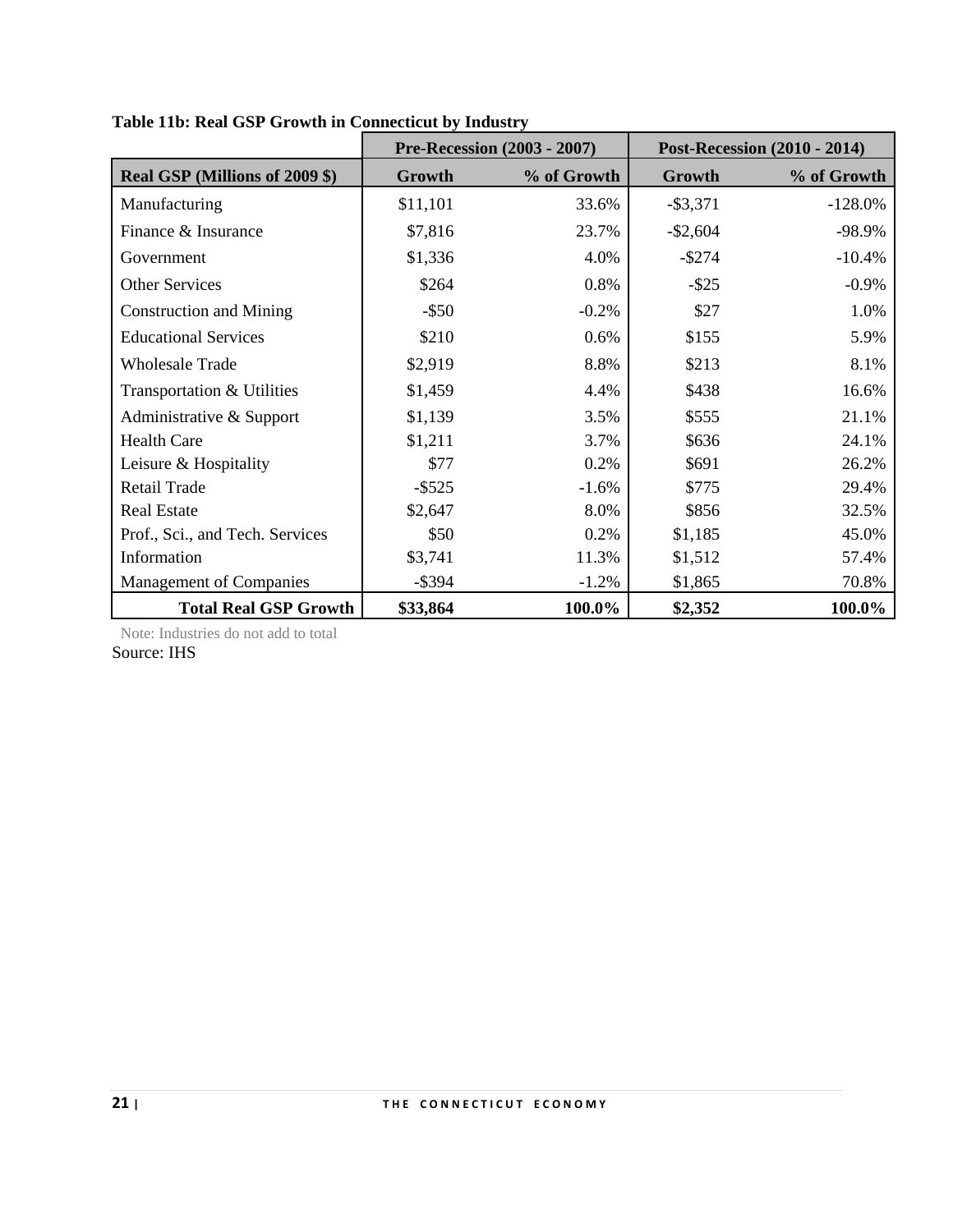**Table 11b: Real GSP Growth in Connecticut by Industry**

| | Pre-Recession (2003 - 2007) | | Post-Recession (2010 - 2014) | |
|---|---|---|---|---|
| **Real GSP (Millions of 2009 $)** | **Growth** | **% of Growth** | **Growth** | **% of Growth** |
| Manufacturing | $11,101 | 33.6% | -$3,371 | -128.0% |
| Finance & Insurance | $7,816 | 23.7% | -$2,604 | -98.9% |
| Government | $1,336 | 4.0% | -$274 | -10.4% |
| Other Services | $264 | 0.8% | -$25 | -0.9% |
| Construction and Mining | -$50 | -0.2% | $27 | 1.0% |
| Educational Services | $210 | 0.6% | $155 | 5.9% |
| Wholesale Trade | $2,919 | 8.8% | $213 | 8.1% |
| Transportation & Utilities | $1,459 | 4.4% | $438 | 16.6% |
| Administrative & Support | $1,139 | 3.5% | $555 | 21.1% |
| Health Care | $1,211 | 3.7% | $636 | 24.1% |
| Leisure & Hospitality | $77 | 0.2% | $691 | 26.2% |
| Retail Trade | -$525 | -1.6% | $775 | 29.4% |
| Real Estate | $2,647 | 8.0% | $856 | 32.5% |
| Prof., Sci., and Tech. Services | $50 | 0.2% | $1,185 | 45.0% |
| Information | $3,741 | 11.3% | $1,512 | 57.4% |
| Management of Companies | -$394 | -1.2% | $1,865 | 70.8% |
| **Total Real GSP Growth** | **$33,864** | **100.0%** | **$2,352** | **100.0%** |

Note: Industries do not add to total

Source: IHS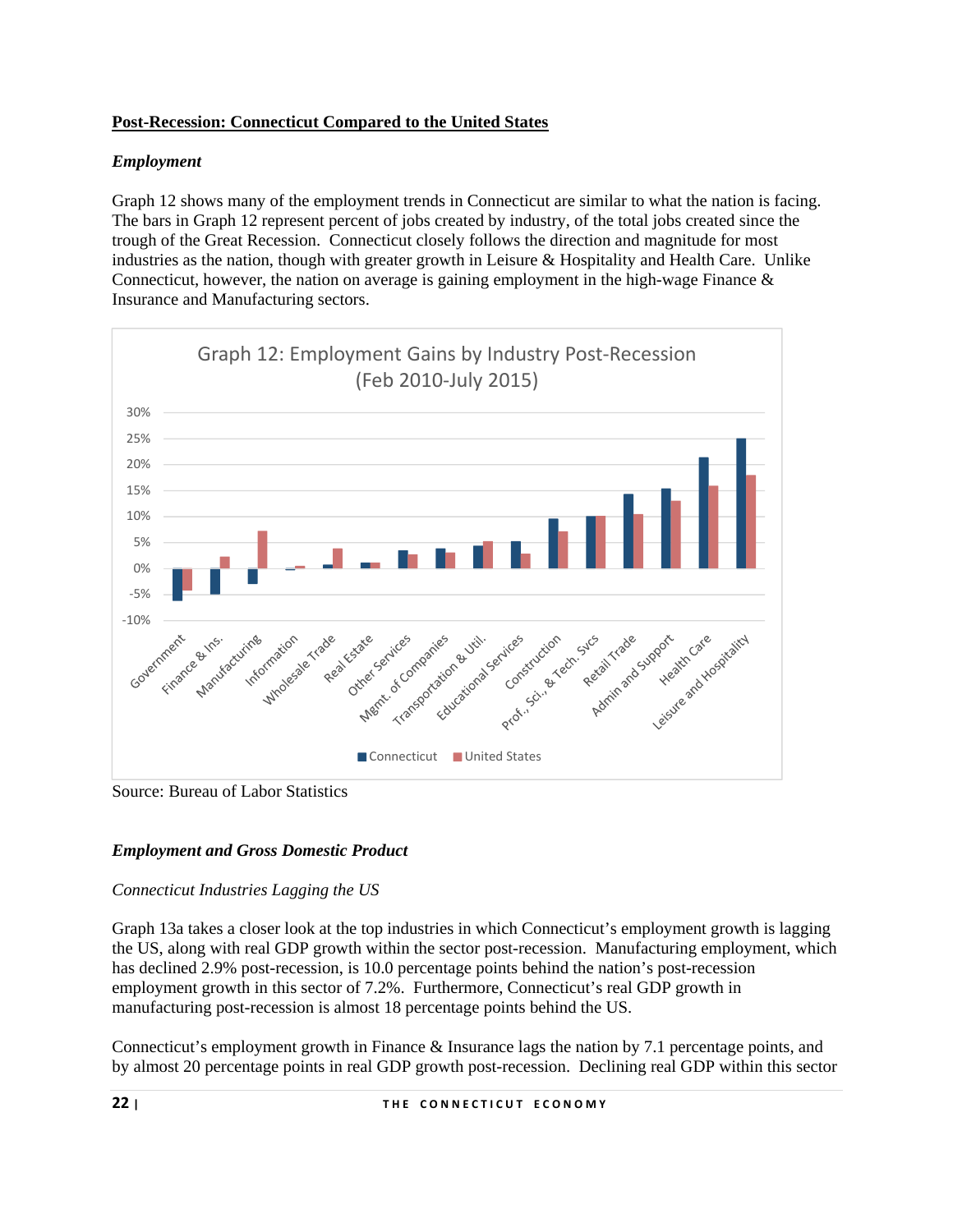## Post-Recession: Connecticut Compared to the United States

### *Employment*

Graph 12 shows many of the employment trends in Connecticut are similar to what the nation is facing. The bars in Graph 12 represent percent of jobs created by industry, of the total jobs created since the trough of the Great Recession. Connecticut closely follows the direction and magnitude for most industries as the nation, though with greater growth in Leisure & Hospitality and Health Care. Unlike Connecticut, however, the nation on average is gaining employment in the high-wage Finance & Insurance and Manufacturing sectors.

Graph 12: Employment Gains by Industry Post-Recession (Feb 2010-July 2015)

Source: Bureau of Labor Statistics

### *Employment and Gross Domestic Product*

*Connecticut Industries Lagging the US*

Graph 13a takes a closer look at the top industries in which Connecticut's employment growth is lagging the US, along with real GDP growth within the sector post-recession. Manufacturing employment, which has declined 2.9% post-recession, is 10.0 percentage points behind the nation's post-recession employment growth in this sector of 7.2%. Furthermore, Connecticut's real GDP growth in manufacturing post-recession is almost 18 percentage points behind the US.

Connecticut's employment growth in Finance & Insurance lags the nation by 7.1 percentage points, and by almost 20 percentage points in real GDP growth post-recession. Declining real GDP within this sector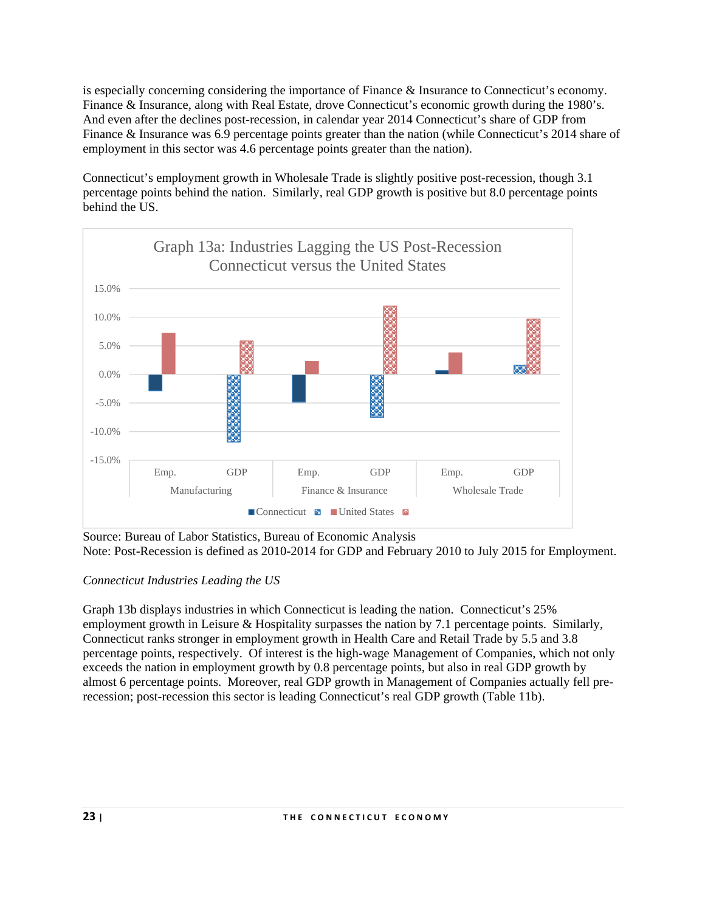is especially concerning considering the importance of Finance & Insurance to Connecticut's economy. Finance & Insurance, along with Real Estate, drove Connecticut's economic growth during the 1980's. And even after the declines post-recession, in calendar year 2014 Connecticut's share of GDP from Finance & Insurance was 6.9 percentage points greater than the nation (while Connecticut's 2014 share of employment in this sector was 4.6 percentage points greater than the nation).

Connecticut's employment growth in Wholesale Trade is slightly positive post-recession, though 3.1 percentage points behind the nation. Similarly, real GDP growth is positive but 8.0 percentage points behind the US.

Graph 13a: Industries Lagging the US Post-Recession
Connecticut versus the United States

Source: Bureau of Labor Statistics, Bureau of Economic Analysis
Note: Post-Recession is defined as 2010-2014 for GDP and February 2010 to July 2015 for Employment.

*Connecticut Industries Leading the US*

Graph 13b displays industries in which Connecticut is leading the nation. Connecticut's 25% employment growth in Leisure & Hospitality surpasses the nation by 7.1 percentage points. Similarly, Connecticut ranks stronger in employment growth in Health Care and Retail Trade by 5.5 and 3.8 percentage points, respectively. Of interest is the high-wage Management of Companies, which not only exceeds the nation in employment growth by 0.8 percentage points, but also in real GDP growth by almost 6 percentage points. Moreover, real GDP growth in Management of Companies actually fell pre-recession; post-recession this sector is leading Connecticut's real GDP growth (Table 11b).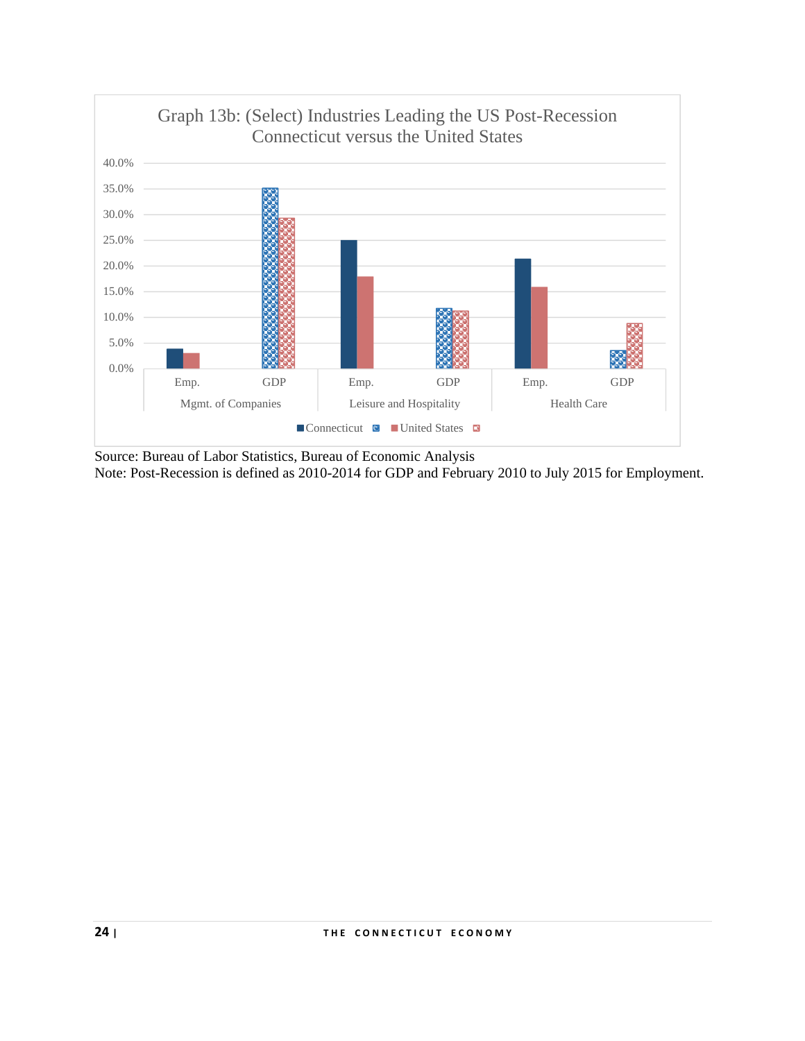Graph 13b: (Select) Industries Leading the US Post-Recession Connecticut versus the United States

Source: Bureau of Labor Statistics, Bureau of Economic Analysis
Note: Post-Recession is defined as 2010-2014 for GDP and February 2010 to July 2015 for Employment.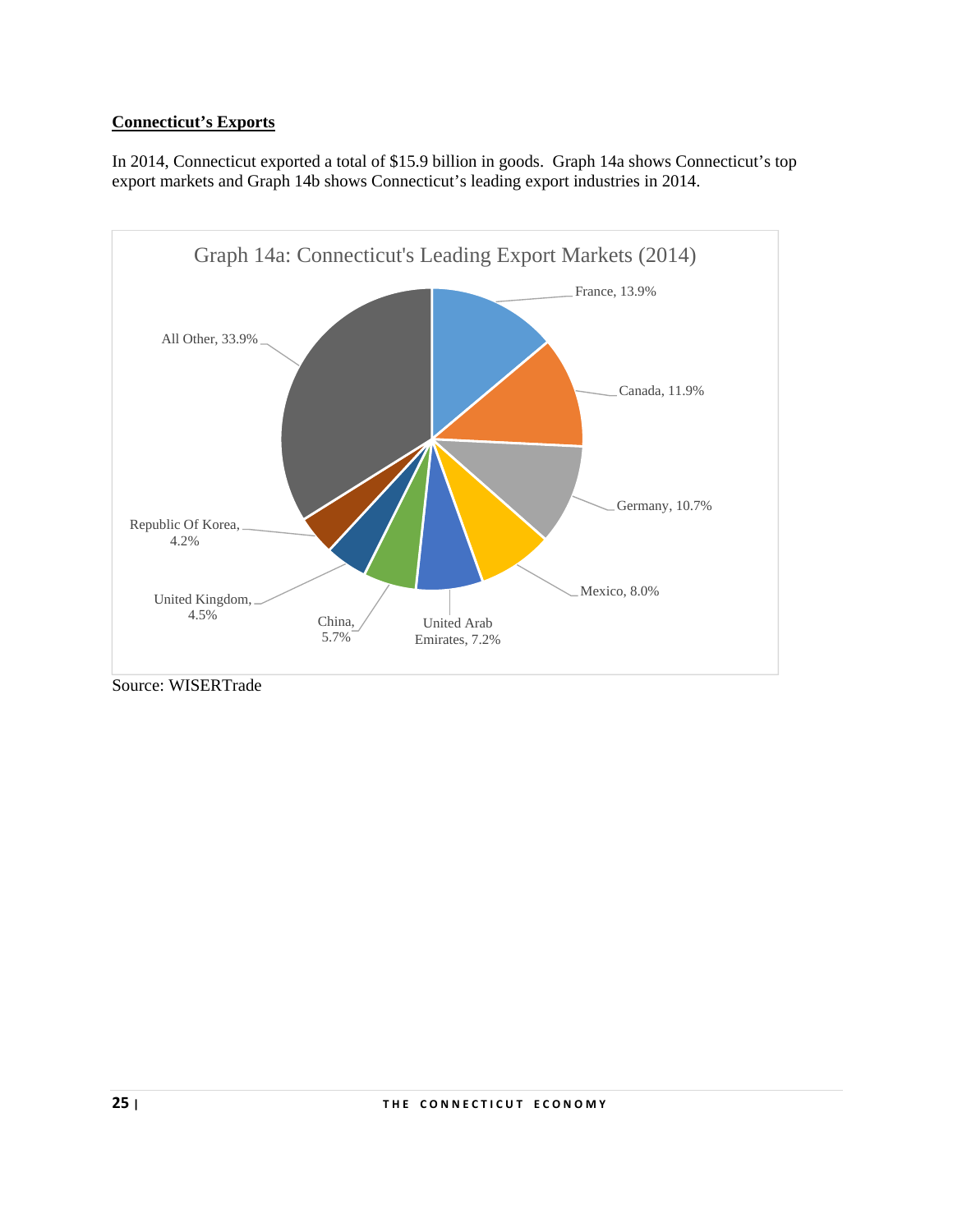**Connecticut's Exports**

In 2014, Connecticut exported a total of $15.9 billion in goods. Graph 14a shows Connecticut's top export markets and Graph 14b shows Connecticut's leading export industries in 2014.

Graph 14a: Connecticut's Leading Export Markets (2014)

| Market | Share |
|---|---|
| France | 13.9% |
| Canada | 11.9% |
| Germany | 10.7% |
| Mexico | 8.0% |
| United Arab Emirates | 7.2% |
| China | 5.7% |
| United Kingdom | 4.5% |
| Republic Of Korea | 4.2% |
| All Other | 33.9% |

Source: WISERTrade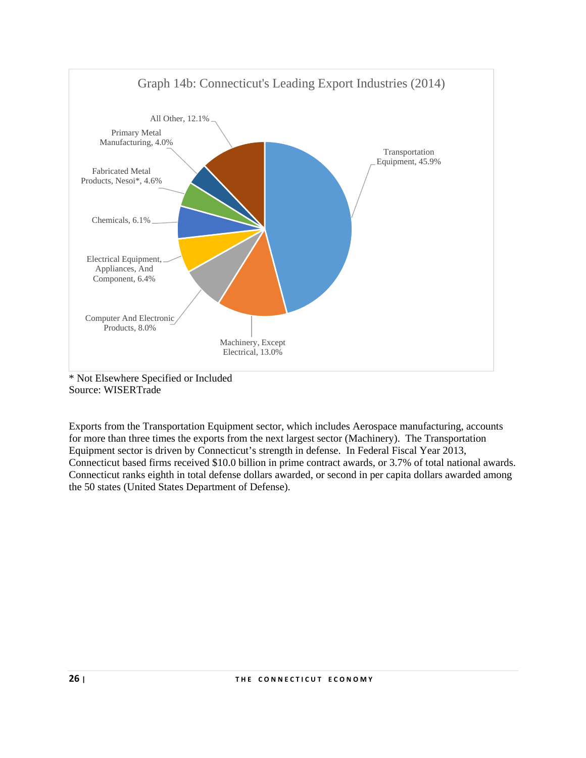Graph 14b: Connecticut's Leading Export Industries (2014)

| Industry | Share |
|---|---|
| Transportation Equipment | 45.9% |
| Machinery, Except Electrical | 13.0% |
| Computer And Electronic Products | 8.0% |
| Electrical Equipment, Appliances, And Component | 6.4% |
| Chemicals | 6.1% |
| Fabricated Metal Products, Nesoi* | 4.6% |
| Primary Metal Manufacturing | 4.0% |
| All Other | 12.1% |

\* Not Elsewhere Specified or Included
Source: WISERTrade

Exports from the Transportation Equipment sector, which includes Aerospace manufacturing, accounts for more than three times the exports from the next largest sector (Machinery). The Transportation Equipment sector is driven by Connecticut's strength in defense. In Federal Fiscal Year 2013, Connecticut based firms received $10.0 billion in prime contract awards, or 3.7% of total national awards. Connecticut ranks eighth in total defense dollars awarded, or second in per capita dollars awarded among the 50 states (United States Department of Defense).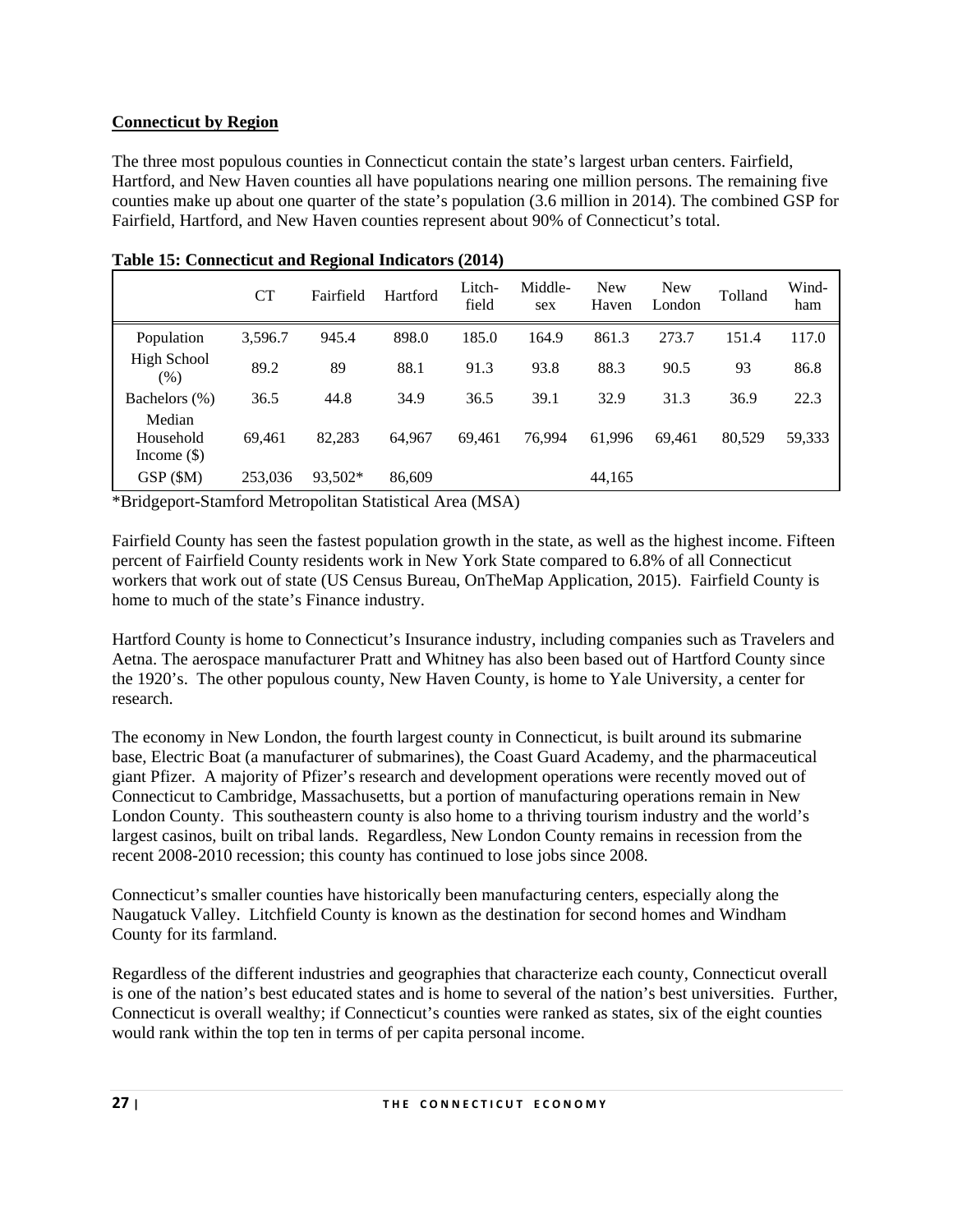**Connecticut by Region**

The three most populous counties in Connecticut contain the state's largest urban centers. Fairfield, Hartford, and New Haven counties all have populations nearing one million persons. The remaining five counties make up about one quarter of the state's population (3.6 million in 2014). The combined GSP for Fairfield, Hartford, and New Haven counties represent about 90% of Connecticut's total.

**Table 15: Connecticut and Regional Indicators (2014)**

| | CT | Fairfield | Hartford | Litch-field | Middle-sex | New Haven | New London | Tolland | Wind-ham |
|---|---|---|---|---|---|---|---|---|---|
| Population | 3,596.7 | 945.4 | 898.0 | 185.0 | 164.9 | 861.3 | 273.7 | 151.4 | 117.0 |
| High School (%) | 89.2 | 89 | 88.1 | 91.3 | 93.8 | 88.3 | 90.5 | 93 | 86.8 |
| Bachelors (%) | 36.5 | 44.8 | 34.9 | 36.5 | 39.1 | 32.9 | 31.3 | 36.9 | 22.3 |
| Median Household Income ($) | 69,461 | 82,283 | 64,967 | 69,461 | 76,994 | 61,996 | 69,461 | 80,529 | 59,333 |
| GSP ($M) | 253,036 | 93,502* | 86,609 | | | 44,165 | | | |

*Bridgeport-Stamford Metropolitan Statistical Area (MSA)

Fairfield County has seen the fastest population growth in the state, as well as the highest income. Fifteen percent of Fairfield County residents work in New York State compared to 6.8% of all Connecticut workers that work out of state (US Census Bureau, OnTheMap Application, 2015). Fairfield County is home to much of the state's Finance industry.

Hartford County is home to Connecticut's Insurance industry, including companies such as Travelers and Aetna. The aerospace manufacturer Pratt and Whitney has also been based out of Hartford County since the 1920's. The other populous county, New Haven County, is home to Yale University, a center for research.

The economy in New London, the fourth largest county in Connecticut, is built around its submarine base, Electric Boat (a manufacturer of submarines), the Coast Guard Academy, and the pharmaceutical giant Pfizer. A majority of Pfizer's research and development operations were recently moved out of Connecticut to Cambridge, Massachusetts, but a portion of manufacturing operations remain in New London County. This southeastern county is also home to a thriving tourism industry and the world's largest casinos, built on tribal lands. Regardless, New London County remains in recession from the recent 2008-2010 recession; this county has continued to lose jobs since 2008.

Connecticut's smaller counties have historically been manufacturing centers, especially along the Naugatuck Valley. Litchfield County is known as the destination for second homes and Windham County for its farmland.

Regardless of the different industries and geographies that characterize each county, Connecticut overall is one of the nation's best educated states and is home to several of the nation's best universities. Further, Connecticut is overall wealthy; if Connecticut's counties were ranked as states, six of the eight counties would rank within the top ten in terms of per capita personal income.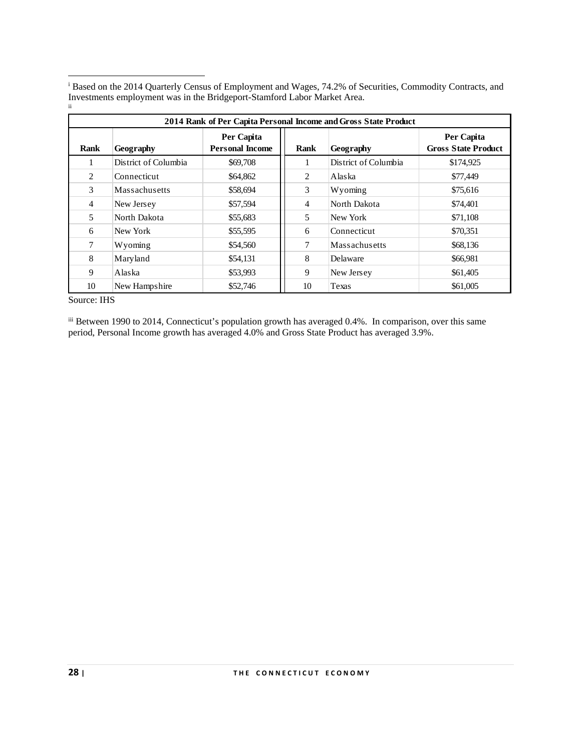[i] Based on the 2014 Quarterly Census of Employment and Wages, 74.2% of Securities, Commodity Contracts, and Investments employment was in the Bridgeport-Stamford Labor Market Area.

[ii]

**2014 Rank of Per Capita Personal Income and Gross State Product**

| Rank | Geography | Per Capita Personal Income | Rank | Geography | Per Capita Gross State Product |
|---|---|---|---|---|---|
| 1 | District of Columbia | $69,708 | 1 | District of Columbia | $174,925 |
| 2 | Connecticut | $64,862 | 2 | Alaska | $77,449 |
| 3 | Massachusetts | $58,694 | 3 | Wyoming | $75,616 |
| 4 | New Jersey | $57,594 | 4 | North Dakota | $74,401 |
| 5 | North Dakota | $55,683 | 5 | New York | $71,108 |
| 6 | New York | $55,595 | 6 | Connecticut | $70,351 |
| 7 | Wyoming | $54,560 | 7 | Massachusetts | $68,136 |
| 8 | Maryland | $54,131 | 8 | Delaware | $66,981 |
| 9 | Alaska | $53,993 | 9 | New Jersey | $61,405 |
| 10 | New Hampshire | $52,746 | 10 | Texas | $61,005 |

Source: IHS

[iii] Between 1990 to 2014, Connecticut's population growth has averaged 0.4%. In comparison, over this same period, Personal Income growth has averaged 4.0% and Gross State Product has averaged 3.9%.